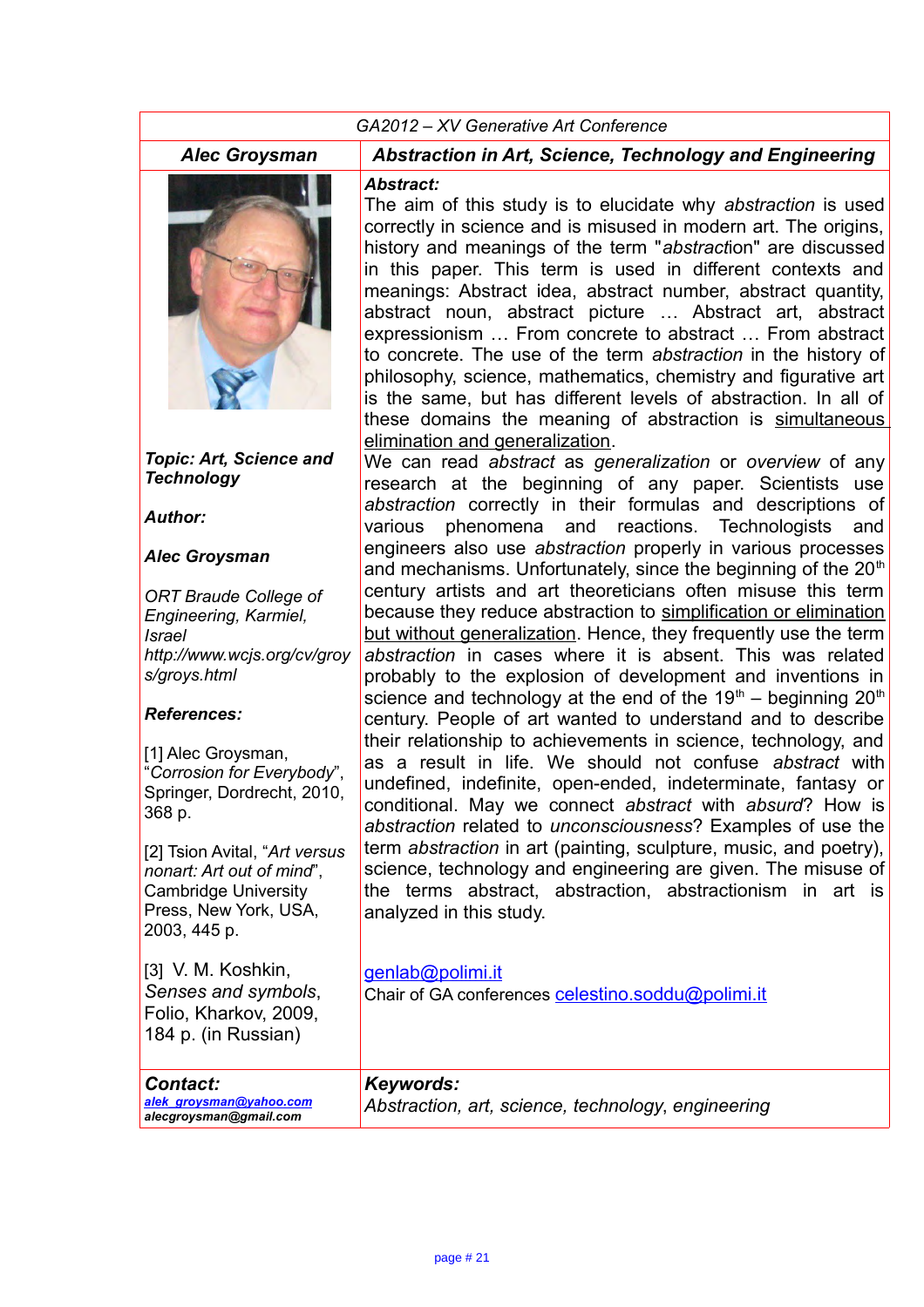GA2012 – XV Generative Art Conference

## Alec Groysman

## Abstraction in Art, Science, Technology and Engineering

***Topic: Art, Science and Technology***

***Author:***

***Alec Groysman***

*ORT Braude College of Engineering, Karmiel, Israel*
*http://www.wcjs.org/cv/groys/groys.html*

***References:***

[1] Alec Groysman, "*Corrosion for Everybody*", Springer, Dordrecht, 2010, 368 p.

[2] Tsion Avital, "*Art versus nonart: Art out of mind*", Cambridge University Press, New York, USA, 2003, 445 p.

[3] V. M. Koshkin, *Senses and symbols*, Folio, Kharkov, 2009, 184 p. (in Russian)

***Abstract:***

The aim of this study is to elucidate why *abstraction* is used correctly in science and is misused in modern art. The origins, history and meanings of the term "*abstracti*on" are discussed in this paper. This term is used in different contexts and meanings: Abstract idea, abstract number, abstract quantity, abstract noun, abstract picture … Abstract art, abstract expressionism … From concrete to abstract … From abstract to concrete. The use of the term *abstraction* in the history of philosophy, science, mathematics, chemistry and figurative art is the same, but has different levels of abstraction. In all of these domains the meaning of abstraction is simultaneous elimination and generalization.

We can read *abstract* as *generalization* or *overview* of any research at the beginning of any paper. Scientists use *abstraction* correctly in their formulas and descriptions of various phenomena and reactions. Technologists and engineers also use *abstraction* properly in various processes and mechanisms. Unfortunately, since the beginning of the 20th century artists and art theoreticians often misuse this term because they reduce abstraction to simplification or elimination but without generalization. Hence, they frequently use the term *abstraction* in cases where it is absent. This was related probably to the explosion of development and inventions in science and technology at the end of the 19th – beginning 20th century. People of art wanted to understand and to describe their relationship to achievements in science, technology, and as a result in life. We should not confuse *abstract* with undefined, indefinite, open-ended, indeterminate, fantasy or conditional. May we connect *abstract* with *absurd*? How is *abstraction* related to *unconsciousness*? Examples of use the term *abstraction* in art (painting, sculpture, music, and poetry), science, technology and engineering are given. The misuse of the terms abstract, abstraction, abstractionism in art is analyzed in this study.

genlab@polimi.it
Chair of GA conferences celestino.soddu@polimi.it

***Contact:***
alek_groysman@yahoo.com
alecgroysman@gmail.com

***Keywords:***
*Abstraction, art, science, technology, engineering*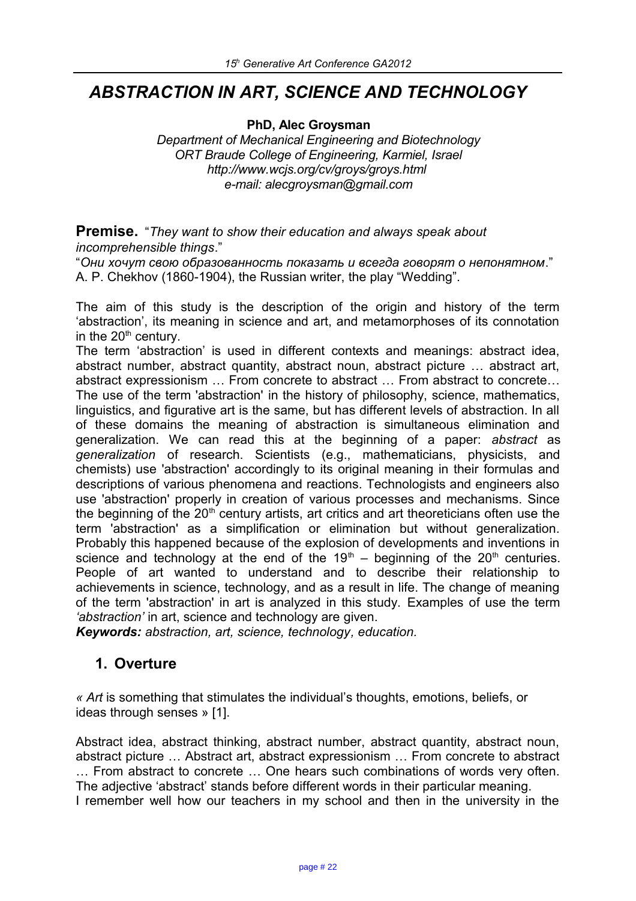#  *ABSTRACTION IN ART, SCIENCE AND TECHNOLOGY*

**PhD, Alec Groysman**

*Department of Mechanical Engineering and Biotechnology*
*ORT Braude College of Engineering, Karmiel, Israel*
*http://www.wcjs.org/cv/groys/groys.html*
*e-mail: alecgroysman@gmail.com*

**Premise.** "*They want to show their education and always speak about incomprehensible things*."
"*Они хочут свою образованность показать и всегда говорят о непонятном*."
A. P. Chekhov (1860-1904), the Russian writer, the play "Wedding".

The aim of this study is the description of the origin and history of the term 'abstraction', its meaning in science and art, and metamorphoses of its connotation in the 20th century.
The term 'abstraction' is used in different contexts and meanings: abstract idea, abstract number, abstract quantity, abstract noun, abstract picture … abstract art, abstract expressionism … From concrete to abstract … From abstract to concrete…
The use of the term 'abstraction' in the history of philosophy, science, mathematics, linguistics, and figurative art is the same, but has different levels of abstraction. In all of these domains the meaning of abstraction is simultaneous elimination and generalization. We can read this at the beginning of a paper: *abstract* as *generalization* of research. Scientists (e.g., mathematicians, physicists, and chemists) use 'abstraction' accordingly to its original meaning in their formulas and descriptions of various phenomena and reactions. Technologists and engineers also use 'abstraction' properly in creation of various processes and mechanisms. Since the beginning of the 20th century artists, art critics and art theoreticians often use the term 'abstraction' as a simplification or elimination but without generalization. Probably this happened because of the explosion of developments and inventions in science and technology at the end of the 19th – beginning of the 20th centuries. People of art wanted to understand and to describe their relationship to achievements in science, technology, and as a result in life. The change of meaning of the term 'abstraction' in art is analyzed in this study. Examples of use the term *'abstraction'* in art, science and technology are given.
***Keywords:*** *abstraction, art, science, technology, education.*

## 1. Overture

*« Art* is something that stimulates the individual's thoughts, emotions, beliefs, or ideas through senses » [1].

Abstract idea, abstract thinking, abstract number, abstract quantity, abstract noun, abstract picture … Abstract art, abstract expressionism … From concrete to abstract … From abstract to concrete … One hears such combinations of words very often. The adjective 'abstract' stands before different words in their particular meaning.
I remember well how our teachers in my school and then in the university in the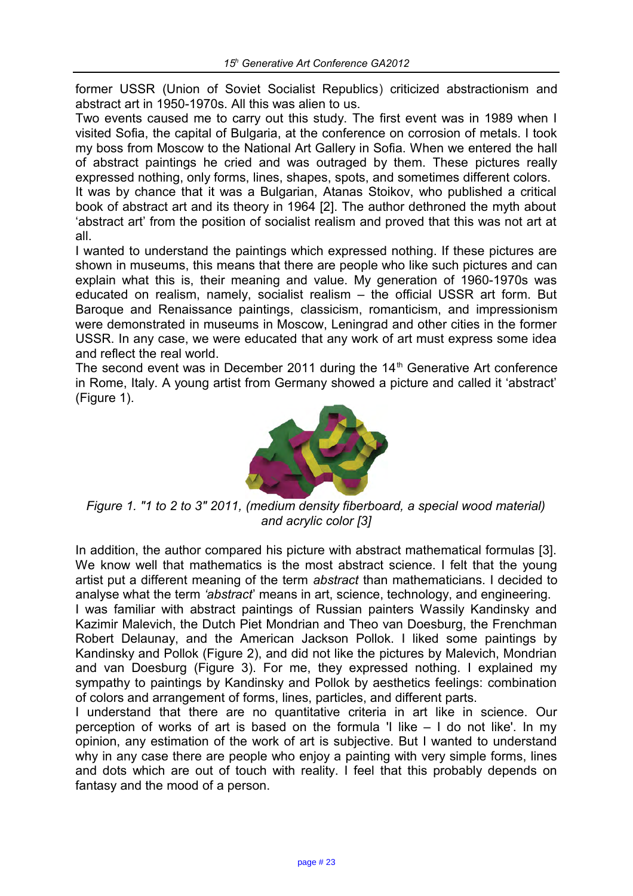former USSR (Union of Soviet Socialist Republics) criticized abstractionism and abstract art in 1950-1970s. All this was alien to us.

Two events caused me to carry out this study. The first event was in 1989 when I visited Sofia, the capital of Bulgaria, at the conference on corrosion of metals. I took my boss from Moscow to the National Art Gallery in Sofia. When we entered the hall of abstract paintings he cried and was outraged by them. These pictures really expressed nothing, only forms, lines, shapes, spots, and sometimes different colors.

It was by chance that it was a Bulgarian, Atanas Stoikov, who published a critical book of abstract art and its theory in 1964 [2]. The author dethroned the myth about 'abstract art' from the position of socialist realism and proved that this was not art at all.

I wanted to understand the paintings which expressed nothing. If these pictures are shown in museums, this means that there are people who like such pictures and can explain what this is, their meaning and value. My generation of 1960-1970s was educated on realism, namely, socialist realism – the official USSR art form. But Baroque and Renaissance paintings, classicism, romanticism, and impressionism were demonstrated in museums in Moscow, Leningrad and other cities in the former USSR. In any case, we were educated that any work of art must express some idea and reflect the real world.

The second event was in December 2011 during the 14th Generative Art conference in Rome, Italy. A young artist from Germany showed a picture and called it 'abstract' (Figure 1).

*Figure 1. "1 to 2 to 3" 2011, (medium density fiberboard, a special wood material) and acrylic color [3]*

In addition, the author compared his picture with abstract mathematical formulas [3]. We know well that mathematics is the most abstract science. I felt that the young artist put a different meaning of the term *abstract* than mathematicians. I decided to analyse what the term *'abstract*' means in art, science, technology, and engineering.

I was familiar with abstract paintings of Russian painters Wassily Kandinsky and Kazimir Malevich, the Dutch Piet Mondrian and Theo van Doesburg, the Frenchman Robert Delaunay, and the American Jackson Pollok. I liked some paintings by Kandinsky and Pollok (Figure 2), and did not like the pictures by Malevich, Mondrian and van Doesburg (Figure 3). For me, they expressed nothing. I explained my sympathy to paintings by Kandinsky and Pollok by aesthetics feelings: combination of colors and arrangement of forms, lines, particles, and different parts.

I understand that there are no quantitative criteria in art like in science. Our perception of works of art is based on the formula 'I like – I do not like'. In my opinion, any estimation of the work of art is subjective. But I wanted to understand why in any case there are people who enjoy a painting with very simple forms, lines and dots which are out of touch with reality. I feel that this probably depends on fantasy and the mood of a person.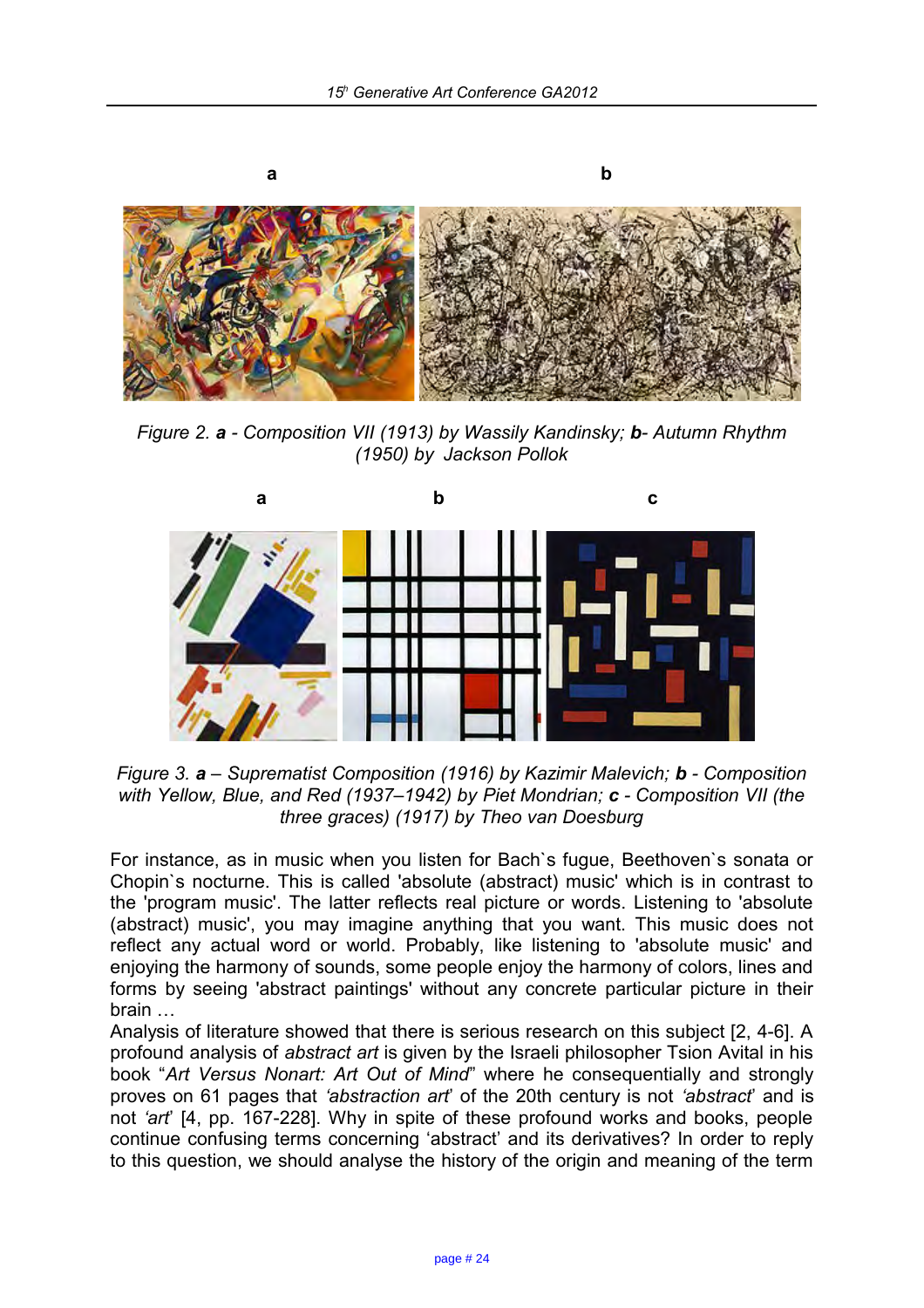a b

Figure 2. **a** - Composition VII (1913) by Wassily Kandinsky; **b**- Autumn Rhythm (1950) by Jackson Pollok

a b c

Figure 3. **a** – Suprematist Composition (1916) by Kazimir Malevich; **b** - Composition with Yellow, Blue, and Red (1937–1942) by Piet Mondrian; **c** - Composition VII (the three graces) (1917) by Theo van Doesburg

For instance, as in music when you listen for Bach`s fugue, Beethoven`s sonata or Chopin`s nocturne. This is called 'absolute (abstract) music' which is in contrast to the 'program music'. The latter reflects real picture or words. Listening to 'absolute (abstract) music', you may imagine anything that you want. This music does not reflect any actual word or world. Probably, like listening to 'absolute music' and enjoying the harmony of sounds, some people enjoy the harmony of colors, lines and forms by seeing 'abstract paintings' without any concrete particular picture in their brain …

Analysis of literature showed that there is serious research on this subject [2, 4-6]. A profound analysis of *abstract art* is given by the Israeli philosopher Tsion Avital in his book "*Art Versus Nonart: Art Out of Mind*" where he consequentially and strongly proves on 61 pages that *'abstraction art*' of the 20th century is not *'abstract*' and is not *'art*' [4, pp. 167-228]. Why in spite of these profound works and books, people continue confusing terms concerning 'abstract' and its derivatives? In order to reply to this question, we should analyse the history of the origin and meaning of the term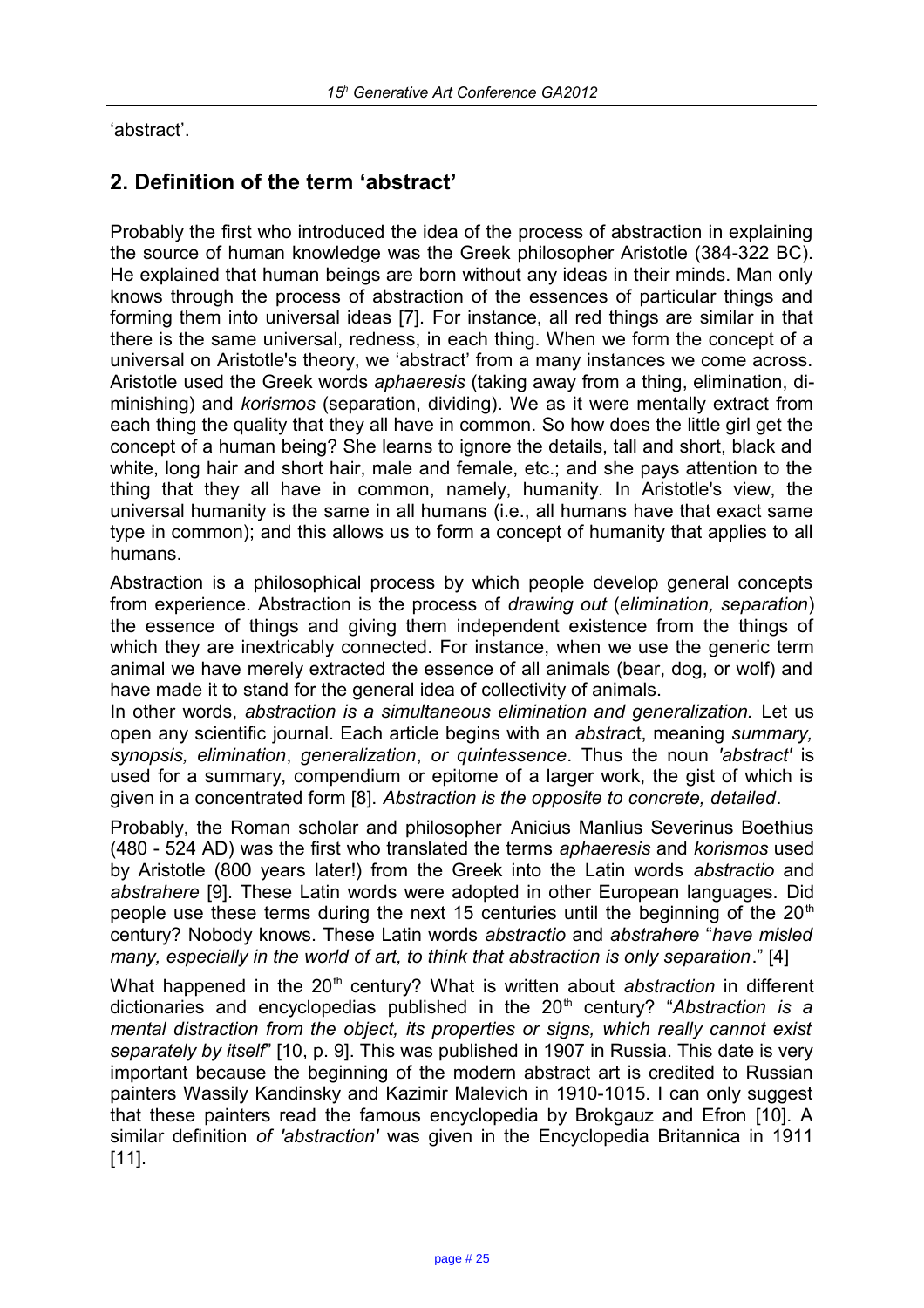'abstract'.

## 2. Definition of the term 'abstract'

Probably the first who introduced the idea of the process of abstraction in explaining the source of human knowledge was the Greek philosopher Aristotle (384-322 BC). He explained that human beings are born without any ideas in their minds. Man only knows through the process of abstraction of the essences of particular things and forming them into universal ideas [7]. For instance, all red things are similar in that there is the same universal, redness, in each thing. When we form the concept of a universal on Aristotle's theory, we 'abstract' from a many instances we come across. Aristotle used the Greek words *aphaeresis* (taking away from a thing, elimination, diminishing) and *korismos* (separation, dividing). We as it were mentally extract from each thing the quality that they all have in common. So how does the little girl get the concept of a human being? She learns to ignore the details, tall and short, black and white, long hair and short hair, male and female, etc.; and she pays attention to the thing that they all have in common, namely, humanity. In Aristotle's view, the universal humanity is the same in all humans (i.e., all humans have that exact same type in common); and this allows us to form a concept of humanity that applies to all humans.

Abstraction is a philosophical process by which people develop general concepts from experience. Abstraction is the process of *drawing out* (*elimination, separation*) the essence of things and giving them independent existence from the things of which they are inextricably connected. For instance, when we use the generic term animal we have merely extracted the essence of all animals (bear, dog, or wolf) and have made it to stand for the general idea of collectivity of animals.
In other words, *abstraction is a simultaneous elimination and generalization.* Let us open any scientific journal. Each article begins with an *abstrac*t, meaning *summary, synopsis, elimination*, *generalization*, *or quintessence*. Thus the noun *'abstract'* is used for a summary, compendium or epitome of a larger work, the gist of which is given in a concentrated form [8]. *Abstraction is the opposite to concrete, detailed*.

Probably, the Roman scholar and philosopher Anicius Manlius Severinus Boethius (480 - 524 AD) was the first who translated the terms *aphaeresis* and *korismos* used by Aristotle (800 years later!) from the Greek into the Latin words *abstractio* and *abstrahere* [9]. These Latin words were adopted in other European languages. Did people use these terms during the next 15 centuries until the beginning of the 20th century? Nobody knows. These Latin words *abstractio* and *abstrahere* "*have misled many, especially in the world of art, to think that abstraction is only separation*." [4]

What happened in the 20th century? What is written about *abstraction* in different dictionaries and encyclopedias published in the 20th century? "*Abstraction is a mental distraction from the object, its properties or signs, which really cannot exist separately by itself*" [10, p. 9]. This was published in 1907 in Russia. This date is very important because the beginning of the modern abstract art is credited to Russian painters Wassily Kandinsky and Kazimir Malevich in 1910-1015. I can only suggest that these painters read the famous encyclopedia by Brokgauz and Efron [10]. A similar definition *of 'abstraction'* was given in the Encyclopedia Britannica in 1911 [11].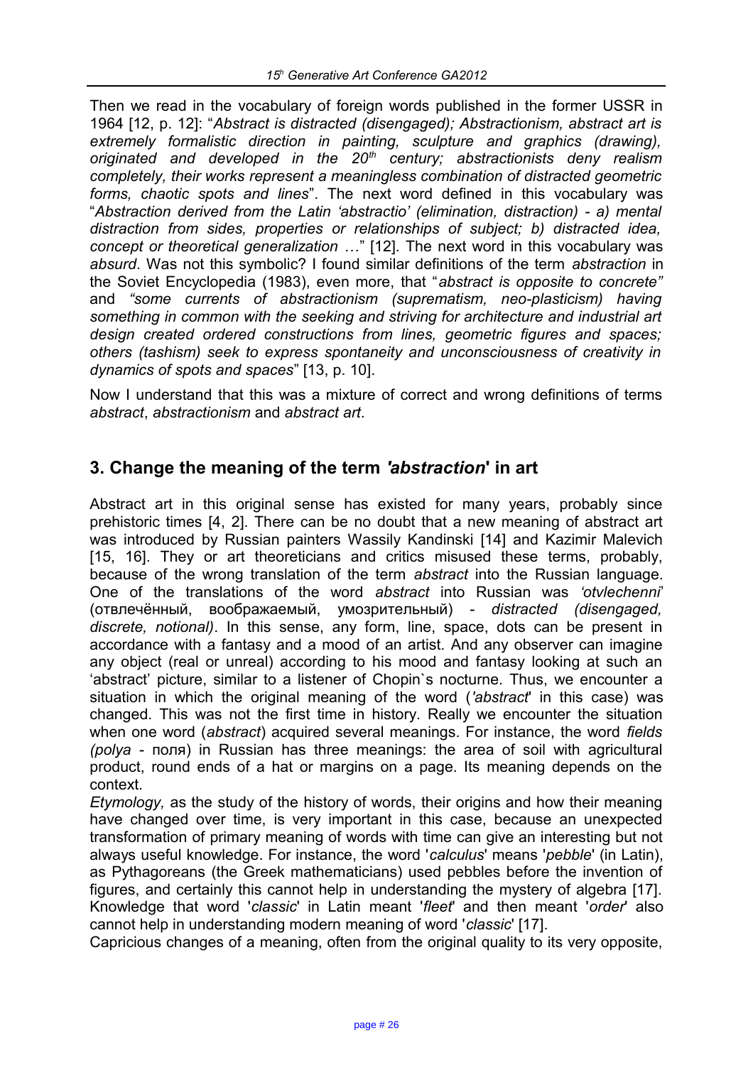Then we read in the vocabulary of foreign words published in the former USSR in 1964 [12, p. 12]: "*Abstract is distracted (disengaged); Abstractionism, abstract art is extremely formalistic direction in painting, sculpture and graphics (drawing), originated and developed in the 20th century; abstractionists deny realism completely, their works represent a meaningless combination of distracted geometric forms, chaotic spots and lines*". The next word defined in this vocabulary was "*Abstraction derived from the Latin 'abstractio' (elimination, distraction) - a) mental distraction from sides, properties or relationships of subject; b) distracted idea, concept or theoretical generalization …*" [12]. The next word in this vocabulary was *absurd*. Was not this symbolic? I found similar definitions of the term *abstraction* in the Soviet Encyclopedia (1983), even more, that "*abstract is opposite to concrete"* and *"some currents of abstractionism (suprematism, neo-plasticism) having something in common with the seeking and striving for architecture and industrial art design created ordered constructions from lines, geometric figures and spaces; others (tashism) seek to express spontaneity and unconsciousness of creativity in dynamics of spots and spaces*" [13, p. 10].

Now I understand that this was a mixture of correct and wrong definitions of terms *abstract*, *abstractionism* and *abstract art*.

## 3. Change the meaning of the term *'abstraction'* in art

Abstract art in this original sense has existed for many years, probably since prehistoric times [4, 2]. There can be no doubt that a new meaning of abstract art was introduced by Russian painters Wassily Kandinski [14] and Kazimir Malevich [15, 16]. They or art theoreticians and critics misused these terms, probably, because of the wrong translation of the term *abstract* into the Russian language. One of the translations of the word *abstract* into Russian was *'otvlechenni'* (отвлечённый, воображаемый, умозрительный) - *distracted (disengaged, discrete, notional)*. In this sense, any form, line, space, dots can be present in accordance with a fantasy and a mood of an artist. And any observer can imagine any object (real or unreal) according to his mood and fantasy looking at such an 'abstract' picture, similar to a listener of Chopin`s nocturne. Thus, we encounter a situation in which the original meaning of the word (*'abstract*' in this case) was changed. This was not the first time in history. Really we encounter the situation when one word (*abstract*) acquired several meanings. For instance, the word *fields (polya* - поля) in Russian has three meanings: the area of soil with agricultural product, round ends of a hat or margins on a page. Its meaning depends on the context.

*Etymology,* as the study of the history of words, their origins and how their meaning have changed over time, is very important in this case, because an unexpected transformation of primary meaning of words with time can give an interesting but not always useful knowledge. For instance, the word '*calculus*' means '*pebble*' (in Latin), as Pythagoreans (the Greek mathematicians) used pebbles before the invention of figures, and certainly this cannot help in understanding the mystery of algebra [17]. Knowledge that word '*classic*' in Latin meant '*fleet*' and then meant '*order*' also cannot help in understanding modern meaning of word '*classic*' [17].

Capricious changes of a meaning, often from the original quality to its very opposite,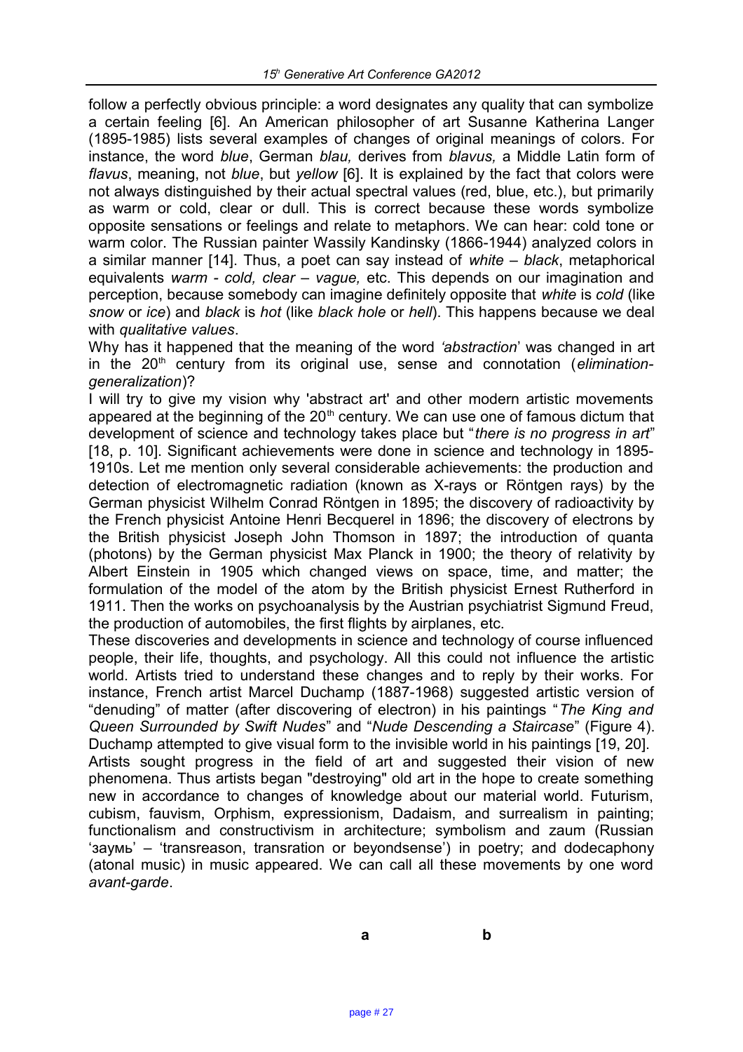follow a perfectly obvious principle: a word designates any quality that can symbolize a certain feeling [6]. An American philosopher of art Susanne Katherina Langer (1895-1985) lists several examples of changes of original meanings of colors. For instance, the word *blue*, German *blau,* derives from *blavus,* a Middle Latin form of *flavus*, meaning, not *blue*, but *yellow* [6]. It is explained by the fact that colors were not always distinguished by their actual spectral values (red, blue, etc.), but primarily as warm or cold, clear or dull. This is correct because these words symbolize opposite sensations or feelings and relate to metaphors. We can hear: cold tone or warm color. The Russian painter Wassily Kandinsky (1866-1944) analyzed colors in a similar manner [14]. Thus, a poet can say instead of *white – black*, metaphorical equivalents *warm - cold, clear – vague,* etc. This depends on our imagination and perception, because somebody can imagine definitely opposite that *white* is *cold* (like *snow* or *ice*) and *black* is *hot* (like *black hole* or *hell*). This happens because we deal with *qualitative values*.

Why has it happened that the meaning of the word *'abstraction*' was changed in art in the 20th century from its original use, sense and connotation (*elimination-generalization*)?

I will try to give my vision why 'abstract art' and other modern artistic movements appeared at the beginning of the 20th century. We can use one of famous dictum that development of science and technology takes place but "*there is no progress in art*" [18, p. 10]. Significant achievements were done in science and technology in 1895-1910s. Let me mention only several considerable achievements: the production and detection of electromagnetic radiation (known as X-rays or Röntgen rays) by the German physicist Wilhelm Conrad Röntgen in 1895; the discovery of radioactivity by the French physicist Antoine Henri Becquerel in 1896; the discovery of electrons by the British physicist Joseph John Thomson in 1897; the introduction of quanta (photons) by the German physicist Max Planck in 1900; the theory of relativity by Albert Einstein in 1905 which changed views on space, time, and matter; the formulation of the model of the atom by the British physicist Ernest Rutherford in 1911. Then the works on psychoanalysis by the Austrian psychiatrist Sigmund Freud, the production of automobiles, the first flights by airplanes, etc.

These discoveries and developments in science and technology of course influenced people, their life, thoughts, and psychology. All this could not influence the artistic world. Artists tried to understand these changes and to reply by their works. For instance, French artist Marcel Duchamp (1887-1968) suggested artistic version of "denuding" of matter (after discovering of electron) in his paintings "*The King and Queen Surrounded by Swift Nudes*" and "*Nude Descending a Staircase*" (Figure 4). Duchamp attempted to give visual form to the invisible world in his paintings [19, 20].

Artists sought progress in the field of art and suggested their vision of new phenomena. Thus artists began "destroying" old art in the hope to create something new in accordance to changes of knowledge about our material world. Futurism, cubism, fauvism, Orphism, expressionism, Dadaism, and surrealism in painting; functionalism and constructivism in architecture; symbolism and zaum (Russian 'заумь' – 'transreason, transration or beyondsense') in poetry; and dodecaphony (atonal music) in music appeared. We can call all these movements by one word *avant-garde*.

**a** **b**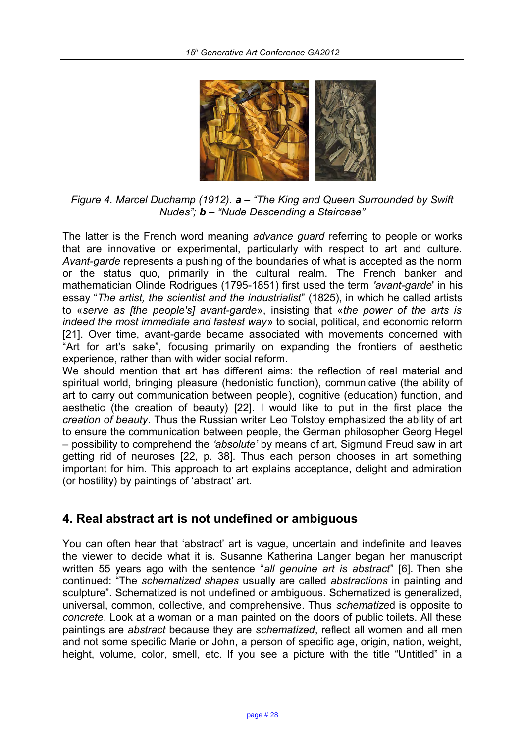*Figure 4. Marcel Duchamp (1912). **a** – "The King and Queen Surrounded by Swift Nudes"; **b** – "Nude Descending a Staircase"*

The latter is the French word meaning *advance guard* referring to people or works that are innovative or experimental, particularly with respect to art and culture. *Avant-garde* represents a pushing of the boundaries of what is accepted as the norm or the status quo, primarily in the cultural realm. The French banker and mathematician Olinde Rodrigues (1795-1851) first used the term *'avant-garde'* in his essay "*The artist, the scientist and the industrialist*" (1825), in which he called artists to «*serve as [the people's] avant-garde*», insisting that «*the power of the arts is indeed the most immediate and fastest way*» to social, political, and economic reform [21]. Over time, avant-garde became associated with movements concerned with "Art for art's sake", focusing primarily on expanding the frontiers of aesthetic experience, rather than with wider social reform.

We should mention that art has different aims: the reflection of real material and spiritual world, bringing pleasure (hedonistic function), communicative (the ability of art to carry out communication between people), cognitive (education) function, and aesthetic (the creation of beauty) [22]. I would like to put in the first place the *creation of beauty*. Thus the Russian writer Leo Tolstoy emphasized the ability of art to ensure the communication between people, the German philosopher Georg Hegel – possibility to comprehend the *'absolute'* by means of art, Sigmund Freud saw in art getting rid of neuroses [22, p. 38]. Thus each person chooses in art something important for him. This approach to art explains acceptance, delight and admiration (or hostility) by paintings of 'abstract' art.

## 4. Real abstract art is not undefined or ambiguous

You can often hear that 'abstract' art is vague, uncertain and indefinite and leaves the viewer to decide what it is. Susanne Katherina Langer began her manuscript written 55 years ago with the sentence "*all genuine art is abstract*" [6]. Then she continued: "The *schematized shapes* usually are called *abstractions* in painting and sculpture". Schematized is not undefined or ambiguous. Schematized is generalized, universal, common, collective, and comprehensive. Thus *schematized* is opposite to *concrete*. Look at a woman or a man painted on the doors of public toilets. All these paintings are *abstract* because they are *schematized*, reflect all women and all men and not some specific Marie or John, a person of specific age, origin, nation, weight, height, volume, color, smell, etc. If you see a picture with the title "Untitled" in a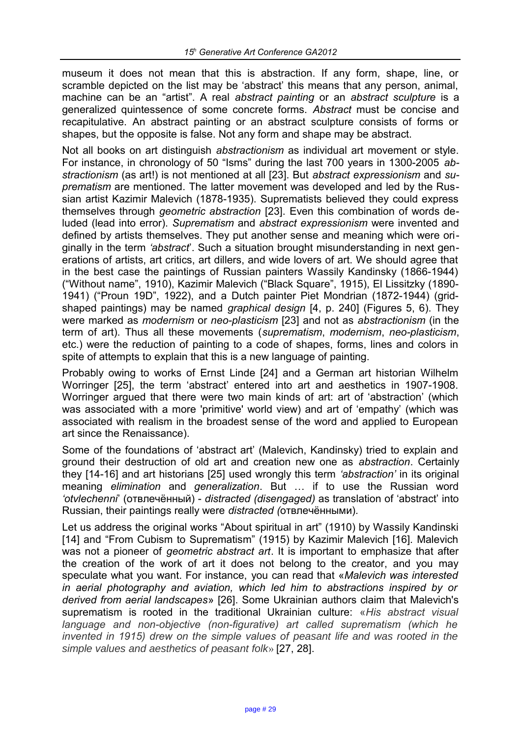museum it does not mean that this is abstraction. If any form, shape, line, or scramble depicted on the list may be 'abstract' this means that any person, animal, machine can be an "artist". A real *abstract painting* or an *abstract sculpture* is a generalized quintessence of some concrete forms. *Abstract* must be concise and recapitulative. An abstract painting or an abstract sculpture consists of forms or shapes, but the opposite is false. Not any form and shape may be abstract.

Not all books on art distinguish *abstractionism* as individual art movement or style. For instance, in chronology of 50 "Isms" during the last 700 years in 1300-2005 *abstractionism* (as art!) is not mentioned at all [23]. But *abstract expressionism* and *suprematism* are mentioned. The latter movement was developed and led by the Russian artist Kazimir Malevich (1878-1935). Suprematists believed they could express themselves through *geometric abstraction* [23]. Even this combination of words deluded (lead into error). *Suprematism* and *abstract expressionism* were invented and defined by artists themselves. They put another sense and meaning which were originally in the term *'abstract'*. Such a situation brought misunderstanding in next generations of artists, art critics, art dillers, and wide lovers of art. We should agree that in the best case the paintings of Russian painters Wassily Kandinsky (1866-1944) ("Without name", 1910), Kazimir Malevich ("Black Square", 1915), El Lissitzky (1890-1941) ("Proun 19D", 1922), and a Dutch painter Piet Mondrian (1872-1944) (grid-shaped paintings) may be named *graphical design* [4, p. 240] (Figures 5, 6). They were marked as *modernism* or *neo-plasticism* [23] and not as *abstractionism* (in the term of art). Thus all these movements (*suprematism*, *modernism*, *neo-plasticism*, etc.) were the reduction of painting to a code of shapes, forms, lines and colors in spite of attempts to explain that this is a new language of painting.

Probably owing to works of Ernst Linde [24] and a German art historian Wilhelm Worringer [25], the term 'abstract' entered into art and aesthetics in 1907-1908. Worringer argued that there were two main kinds of art: art of 'abstraction' (which was associated with a more 'primitive' world view) and art of 'empathy' (which was associated with realism in the broadest sense of the word and applied to European art since the Renaissance).

Some of the foundations of 'abstract art' (Malevich, Kandinsky) tried to explain and ground their destruction of old art and creation new one as *abstraction*. Certainly they [14-16] and art historians [25] used wrongly this term *'abstraction'* in its original meaning *elimination* and *generalization*. But … if to use the Russian word *'otvlechenni*' (отвлечённый) - *distracted (disengaged)* as translation of 'abstract' into Russian, their paintings really were *distracted (*отвлечёнными).

Let us address the original works "About spiritual in art" (1910) by Wassily Kandinski [14] and "From Cubism to Suprematism" (1915) by Kazimir Malevich [16]. Malevich was not a pioneer of *geometric abstract art*. It is important to emphasize that after the creation of the work of art it does not belong to the creator, and you may speculate what you want. For instance, you can read that «*Malevich was interested in aerial photography and aviation, which led him to abstractions inspired by or derived from aerial landscapes*» [26]. Some Ukrainian authors claim that Malevich's suprematism is rooted in the traditional Ukrainian culture: «*His abstract visual language and non-objective (non-figurative) art called suprematism (which he invented in 1915) drew on the simple values of peasant life and was rooted in the simple values and aesthetics of peasant folk*» [27, 28].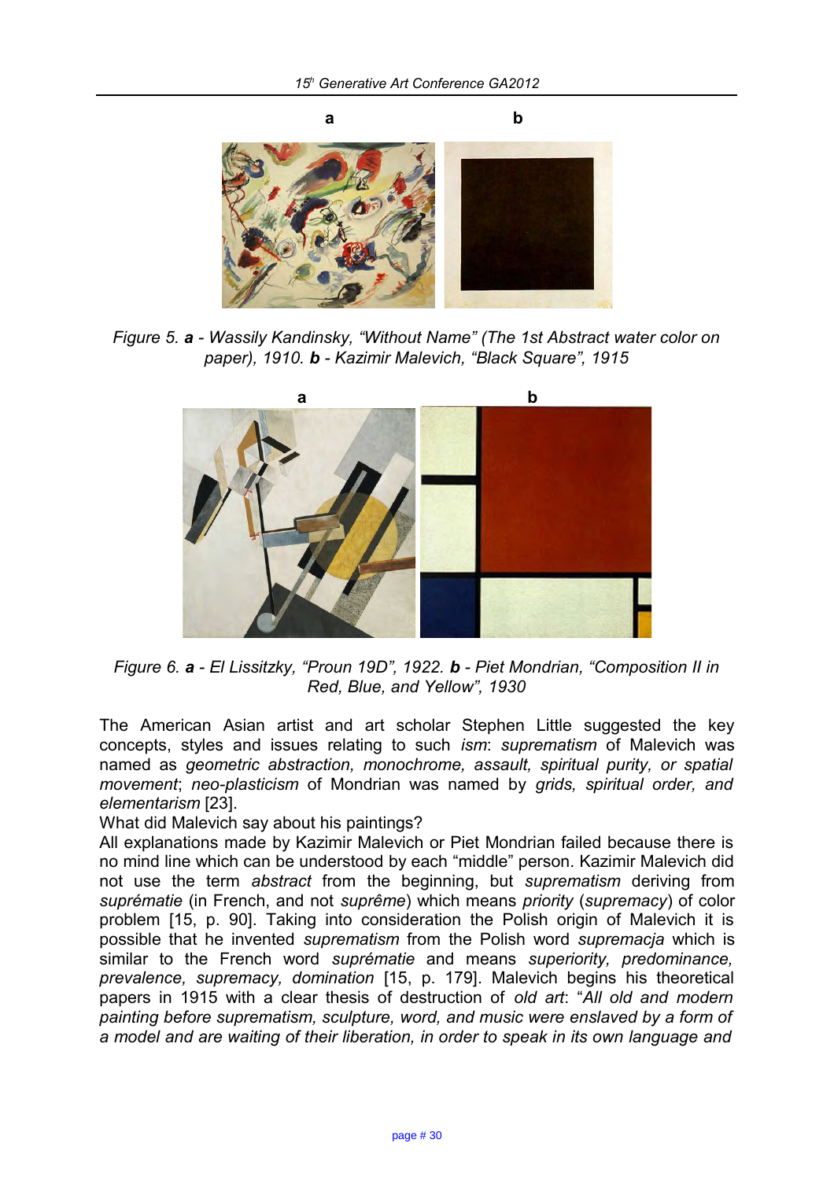a b

*Figure 5. **a** - Wassily Kandinsky, "Without Name" (The 1st Abstract water color on paper), 1910. **b** - Kazimir Malevich, "Black Square", 1915*

a b

*Figure 6. **a** - El Lissitzky, "Proun 19D", 1922. **b** - Piet Mondrian, "Composition II in Red, Blue, and Yellow", 1930*

The American Asian artist and art scholar Stephen Little suggested the key concepts, styles and issues relating to such *ism*: *suprematism* of Malevich was named as *geometric abstraction, monochrome, assault, spiritual purity, or spatial movement*; *neo-plasticism* of Mondrian was named by *grids, spiritual order, and elementarism* [23].

What did Malevich say about his paintings?

All explanations made by Kazimir Malevich or Piet Mondrian failed because there is no mind line which can be understood by each "middle" person. Kazimir Malevich did not use the term *abstract* from the beginning, but *suprematism* deriving from *suprématie* (in French, and not *suprême*) which means *priority* (*supremacy*) of color problem [15, p. 90]. Taking into consideration the Polish origin of Malevich it is possible that he invented *suprematism* from the Polish word *supremacja* which is similar to the French word *suprématie* and means *superiority, predominance, prevalence, supremacy, domination* [15, p. 179]. Malevich begins his theoretical papers in 1915 with a clear thesis of destruction of *old art*: "*All old and modern painting before suprematism, sculpture, word, and music were enslaved by a form of a model and are waiting of their liberation, in order to speak in its own language and*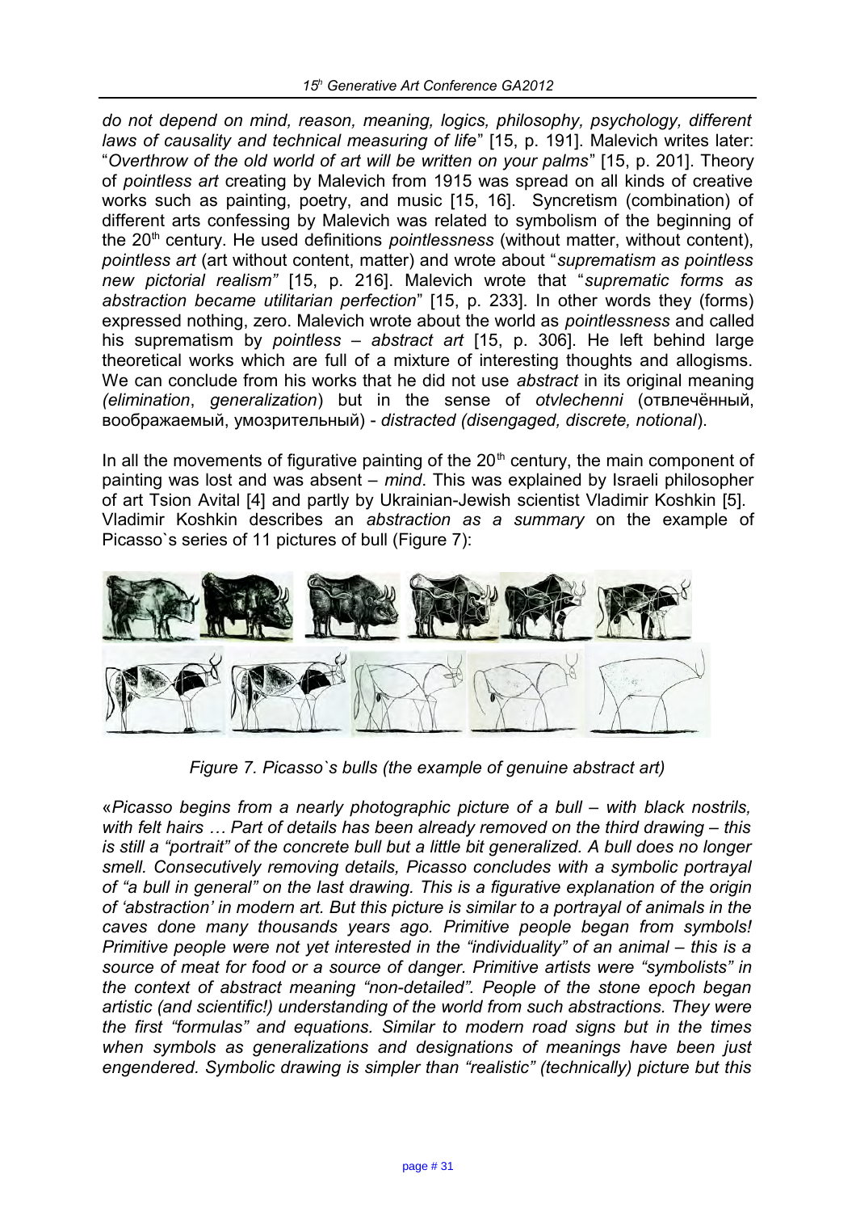*do not depend on mind, reason, meaning, logics, philosophy, psychology, different laws of causality and technical measuring of life*" [15, p. 191]. Malevich writes later: "*Overthrow of the old world of art will be written on your palms*" [15, p. 201]. Theory of *pointless art* creating by Malevich from 1915 was spread on all kinds of creative works such as painting, poetry, and music [15, 16]. Syncretism (combination) of different arts confessing by Malevich was related to symbolism of the beginning of the 20th century. He used definitions *pointlessness* (without matter, without content), *pointless art* (art without content, matter) and wrote about "*suprematism as pointless new pictorial realism"* [15, p. 216]. Malevich wrote that "*suprematic forms as abstraction became utilitarian perfection*" [15, p. 233]. In other words they (forms) expressed nothing, zero. Malevich wrote about the world as *pointlessness* and called his suprematism by *pointless – abstract art* [15, p. 306]. He left behind large theoretical works which are full of a mixture of interesting thoughts and allogisms. We can conclude from his works that he did not use *abstract* in its original meaning *(elimination*, *generalization*) but in the sense of *otvlechenni* (отвлечённый, воображаемый, умозрительный) - *distracted (disengaged, discrete, notional*).

In all the movements of figurative painting of the 20th century, the main component of painting was lost and was absent – *mind*. This was explained by Israeli philosopher of art Tsion Avital [4] and partly by Ukrainian-Jewish scientist Vladimir Koshkin [5]. Vladimir Koshkin describes an *abstraction as a summary* on the example of Picasso`s series of 11 pictures of bull (Figure 7):

*Figure 7. Picasso`s bulls (the example of genuine abstract art)*

«*Picasso begins from a nearly photographic picture of a bull – with black nostrils, with felt hairs … Part of details has been already removed on the third drawing – this is still a "portrait" of the concrete bull but a little bit generalized. A bull does no longer smell. Consecutively removing details, Picasso concludes with a symbolic portrayal of "a bull in general" on the last drawing. This is a figurative explanation of the origin of 'abstraction' in modern art. But this picture is similar to a portrayal of animals in the caves done many thousands years ago. Primitive people began from symbols! Primitive people were not yet interested in the "individuality" of an animal – this is a source of meat for food or a source of danger. Primitive artists were "symbolists" in the context of abstract meaning "non-detailed". People of the stone epoch began artistic (and scientific!) understanding of the world from such abstractions. They were the first "formulas" and equations. Similar to modern road signs but in the times when symbols as generalizations and designations of meanings have been just engendered. Symbolic drawing is simpler than "realistic" (technically) picture but this*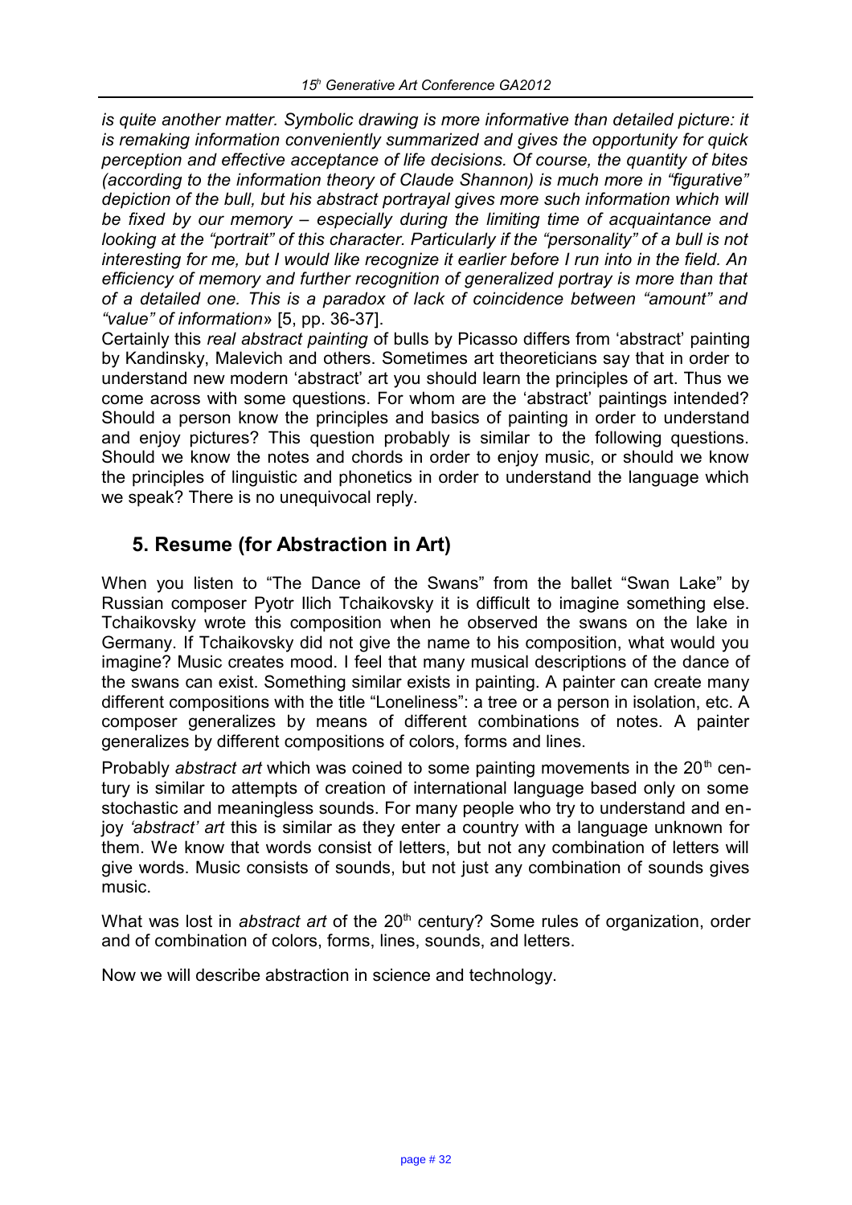*is quite another matter. Symbolic drawing is more informative than detailed picture: it is remaking information conveniently summarized and gives the opportunity for quick perception and effective acceptance of life decisions. Of course, the quantity of bites (according to the information theory of Claude Shannon) is much more in "figurative" depiction of the bull, but his abstract portrayal gives more such information which will be fixed by our memory – especially during the limiting time of acquaintance and looking at the "portrait" of this character. Particularly if the "personality" of a bull is not interesting for me, but I would like recognize it earlier before I run into in the field. An efficiency of memory and further recognition of generalized portray is more than that of a detailed one. This is a paradox of lack of coincidence between "amount" and "value" of information*» [5, pp. 36-37].

Certainly this *real abstract painting* of bulls by Picasso differs from 'abstract' painting by Kandinsky, Malevich and others. Sometimes art theoreticians say that in order to understand new modern 'abstract' art you should learn the principles of art. Thus we come across with some questions. For whom are the 'abstract' paintings intended? Should a person know the principles and basics of painting in order to understand and enjoy pictures? This question probably is similar to the following questions. Should we know the notes and chords in order to enjoy music, or should we know the principles of linguistic and phonetics in order to understand the language which we speak? There is no unequivocal reply.

## 5. Resume (for Abstraction in Art)

When you listen to "The Dance of the Swans" from the ballet "Swan Lake" by Russian composer Pyotr Ilich Tchaikovsky it is difficult to imagine something else. Tchaikovsky wrote this composition when he observed the swans on the lake in Germany. If Tchaikovsky did not give the name to his composition, what would you imagine? Music creates mood. I feel that many musical descriptions of the dance of the swans can exist. Something similar exists in painting. A painter can create many different compositions with the title "Loneliness": a tree or a person in isolation, etc. A composer generalizes by means of different combinations of notes. A painter generalizes by different compositions of colors, forms and lines.

Probably *abstract art* which was coined to some painting movements in the 20th century is similar to attempts of creation of international language based only on some stochastic and meaningless sounds. For many people who try to understand and enjoy *'abstract' art* this is similar as they enter a country with a language unknown for them. We know that words consist of letters, but not any combination of letters will give words. Music consists of sounds, but not just any combination of sounds gives music.

What was lost in *abstract art* of the 20th century? Some rules of organization, order and of combination of colors, forms, lines, sounds, and letters.

Now we will describe abstraction in science and technology.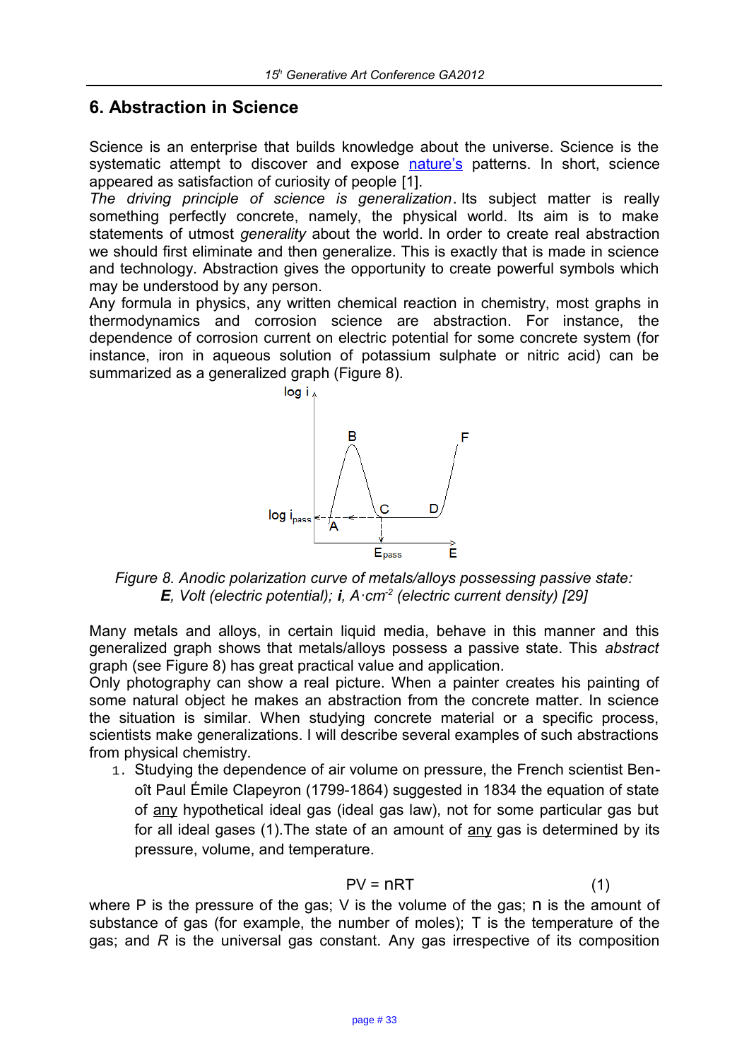## 6. Abstraction in Science

Science is an enterprise that builds knowledge about the universe. Science is the systematic attempt to discover and expose nature's patterns. In short, science appeared as satisfaction of curiosity of people [1].

*The driving principle of science is generalization*. Its subject matter is really something perfectly concrete, namely, the physical world. Its aim is to make statements of utmost *generality* about the world. In order to create real abstraction we should first eliminate and then generalize. This is exactly that is made in science and technology. Abstraction gives the opportunity to create powerful symbols which may be understood by any person.

Any formula in physics, any written chemical reaction in chemistry, most graphs in thermodynamics and corrosion science are abstraction. For instance, the dependence of corrosion current on electric potential for some concrete system (for instance, iron in aqueous solution of potassium sulphate or nitric acid) can be summarized as a generalized graph (Figure 8).

*Figure 8. Anodic polarization curve of metals/alloys possessing passive state: **E**, Volt (electric potential); **i**, $A \cdot cm^{-2}$ (electric current density) [29]*

Many metals and alloys, in certain liquid media, behave in this manner and this generalized graph shows that metals/alloys possess a passive state. This *abstract* graph (see Figure 8) has great practical value and application.

Only photography can show a real picture. When a painter creates his painting of some natural object he makes an abstraction from the concrete matter. In science the situation is similar. When studying concrete material or a specific process, scientists make generalizations. I will describe several examples of such abstractions from physical chemistry.

1. Studying the dependence of air volume on pressure, the French scientist Benoît Paul Émile Clapeyron (1799-1864) suggested in 1834 the equation of state of any hypothetical ideal gas (ideal gas law), not for some particular gas but for all ideal gases (1).The state of an amount of any gas is determined by its pressure, volume, and temperature.

$$PV = nRT \qquad (1)$$

where P is the pressure of the gas; V is the volume of the gas; n is the amount of substance of gas (for example, the number of moles); T is the temperature of the gas; and *R* is the universal gas constant. Any gas irrespective of its composition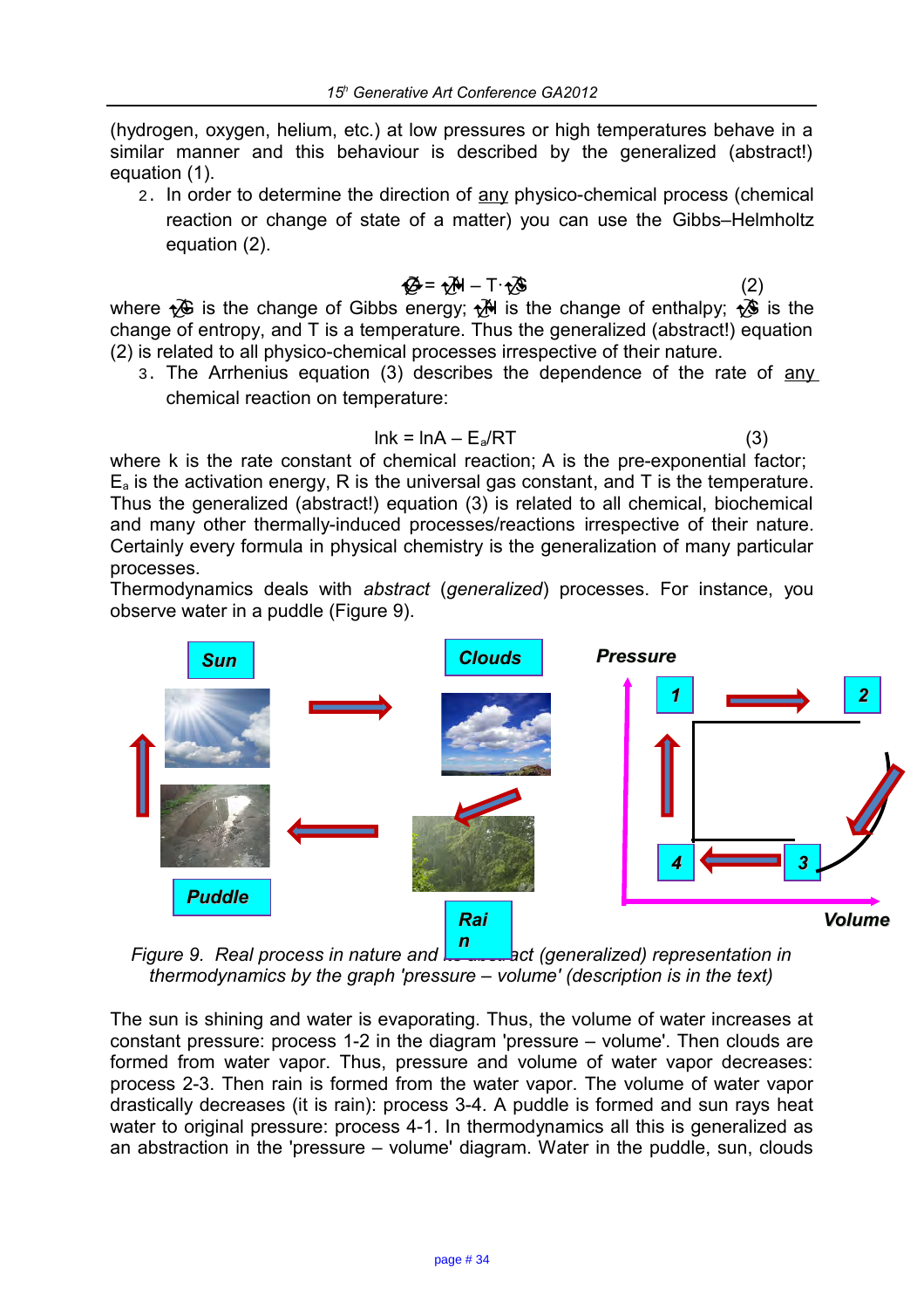(hydrogen, oxygen, helium, etc.) at low pressures or high temperatures behave in a similar manner and this behaviour is described by the generalized (abstract!) equation (1).

2. In order to determine the direction of <u>any</u> physico-chemical process (chemical reaction or change of state of a matter) you can use the Gibbs–Helmholtz equation (2).

$$\Delta G = \Delta H - T \cdot \Delta S \quad (2)$$

where $\Delta G$ is the change of Gibbs energy; $\Delta H$ is the change of enthalpy; $\Delta S$ is the change of entropy, and T is a temperature. Thus the generalized (abstract!) equation (2) is related to all physico-chemical processes irrespective of their nature.

3. The Arrhenius equation (3) describes the dependence of the rate of <u>any</u> chemical reaction on temperature:

$$\ln k = \ln A - E_a/RT \quad (3)$$

where k is the rate constant of chemical reaction; A is the pre-exponential factor; $E_a$ is the activation energy, R is the universal gas constant, and T is the temperature. Thus the generalized (abstract!) equation (3) is related to all chemical, biochemical and many other thermally-induced processes/reactions irrespective of their nature. Certainly every formula in physical chemistry is the generalization of many particular processes.

Thermodynamics deals with *abstract* (*generalized*) processes. For instance, you observe water in a puddle (Figure 9).

*Figure 9. Real process in nature and its abstract (generalized) representation in thermodynamics by the graph 'pressure – volume' (description is in the text)*

The sun is shining and water is evaporating. Thus, the volume of water increases at constant pressure: process 1-2 in the diagram 'pressure – volume'. Then clouds are formed from water vapor. Thus, pressure and volume of water vapor decreases: process 2-3. Then rain is formed from the water vapor. The volume of water vapor drastically decreases (it is rain): process 3-4. A puddle is formed and sun rays heat water to original pressure: process 4-1. In thermodynamics all this is generalized as an abstraction in the 'pressure – volume' diagram. Water in the puddle, sun, clouds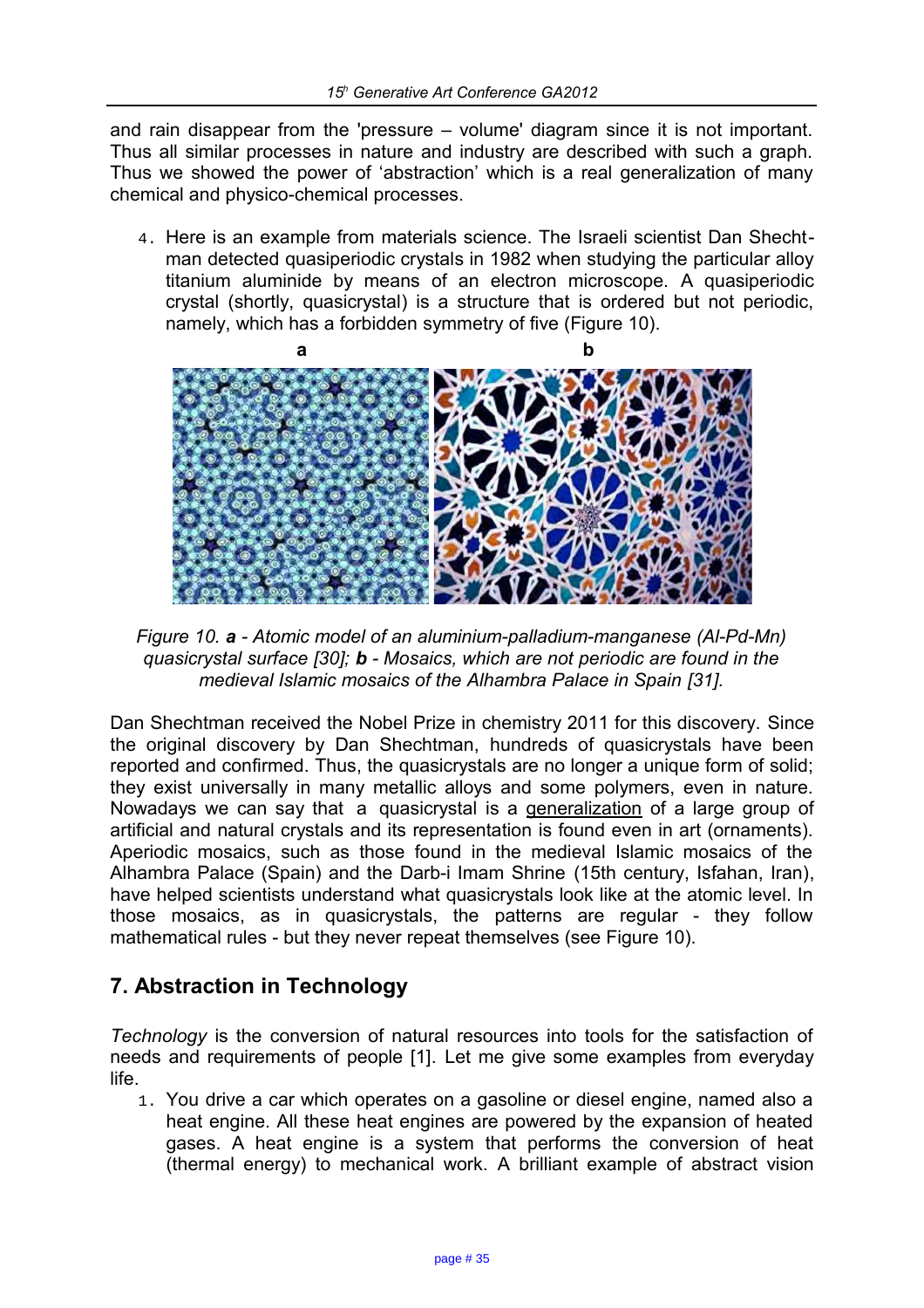and rain disappear from the 'pressure – volume' diagram since it is not important. Thus all similar processes in nature and industry are described with such a graph. Thus we showed the power of 'abstraction' which is a real generalization of many chemical and physico-chemical processes.

4. Here is an example from materials science. The Israeli scientist Dan Shechtman detected quasiperiodic crystals in 1982 when studying the particular alloy titanium aluminide by means of an electron microscope. A quasiperiodic crystal (shortly, quasicrystal) is a structure that is ordered but not periodic, namely, which has a forbidden symmetry of five (Figure 10).

*Figure 10. **a** - Atomic model of an aluminium-palladium-manganese (Al-Pd-Mn) quasicrystal surface [30]; **b** - Mosaics, which are not periodic are found in the medieval Islamic mosaics of the Alhambra Palace in Spain [31].*

Dan Shechtman received the Nobel Prize in chemistry 2011 for this discovery. Since the original discovery by Dan Shechtman, hundreds of quasicrystals have been reported and confirmed. Thus, the quasicrystals are no longer a unique form of solid; they exist universally in many metallic alloys and some polymers, even in nature. Nowadays we can say that a quasicrystal is a <u>generalization</u> of a large group of artificial and natural crystals and its representation is found even in art (ornaments). Aperiodic mosaics, such as those found in the medieval Islamic mosaics of the Alhambra Palace (Spain) and the Darb-i Imam Shrine (15th century, Isfahan, Iran), have helped scientists understand what quasicrystals look like at the atomic level. In those mosaics, as in quasicrystals, the patterns are regular - they follow mathematical rules - but they never repeat themselves (see Figure 10).

## 7. Abstraction in Technology

*Technology* is the conversion of natural resources into tools for the satisfaction of needs and requirements of people [1]. Let me give some examples from everyday life.

1. You drive a car which operates on a gasoline or diesel engine, named also a heat engine. All these heat engines are powered by the expansion of heated gases. A heat engine is a system that performs the conversion of heat (thermal energy) to mechanical work. A brilliant example of abstract vision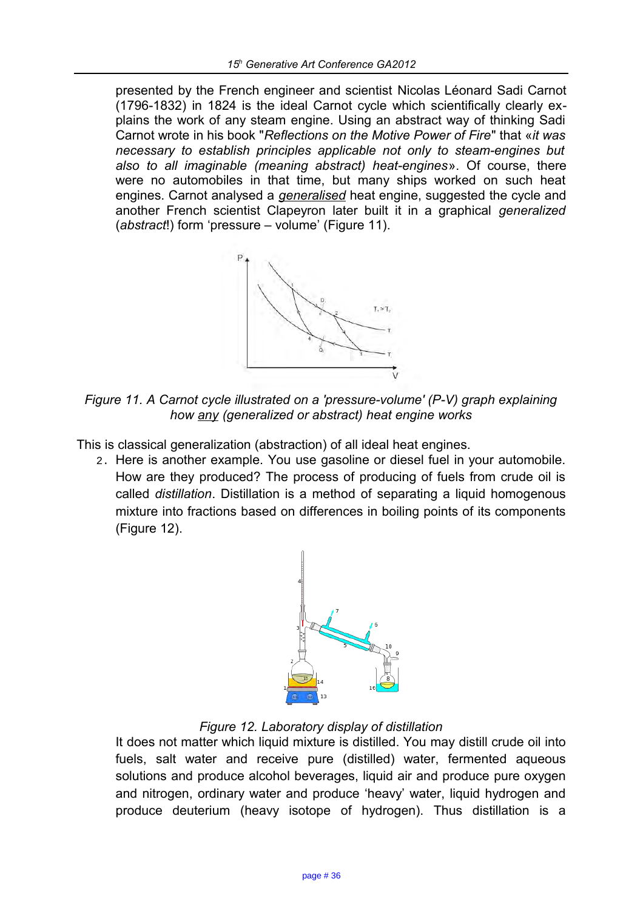presented by the French engineer and scientist Nicolas Léonard Sadi Carnot (1796-1832) in 1824 is the ideal Carnot cycle which scientifically clearly explains the work of any steam engine. Using an abstract way of thinking Sadi Carnot wrote in his book "*Reflections on the Motive Power of Fire*" that «*it was necessary to establish principles applicable not only to steam-engines but also to all imaginable (meaning abstract) heat-engines*». Of course, there were no automobiles in that time, but many ships worked on such heat engines. Carnot analysed a *generalised* heat engine, suggested the cycle and another French scientist Clapeyron later built it in a graphical *generalized* (*abstract*!) form 'pressure – volume' (Figure 11).

*Figure 11. A Carnot cycle illustrated on a 'pressure-volume' (P-V) graph explaining how any (generalized or abstract) heat engine works*

This is classical generalization (abstraction) of all ideal heat engines.

2. Here is another example. You use gasoline or diesel fuel in your automobile. How are they produced? The process of producing of fuels from crude oil is called *distillation*. Distillation is a method of separating a liquid homogenous mixture into fractions based on differences in boiling points of its components (Figure 12).

*Figure 12. Laboratory display of distillation*

It does not matter which liquid mixture is distilled. You may distill crude oil into fuels, salt water and receive pure (distilled) water, fermented aqueous solutions and produce alcohol beverages, liquid air and produce pure oxygen and nitrogen, ordinary water and produce 'heavy' water, liquid hydrogen and produce deuterium (heavy isotope of hydrogen). Thus distillation is a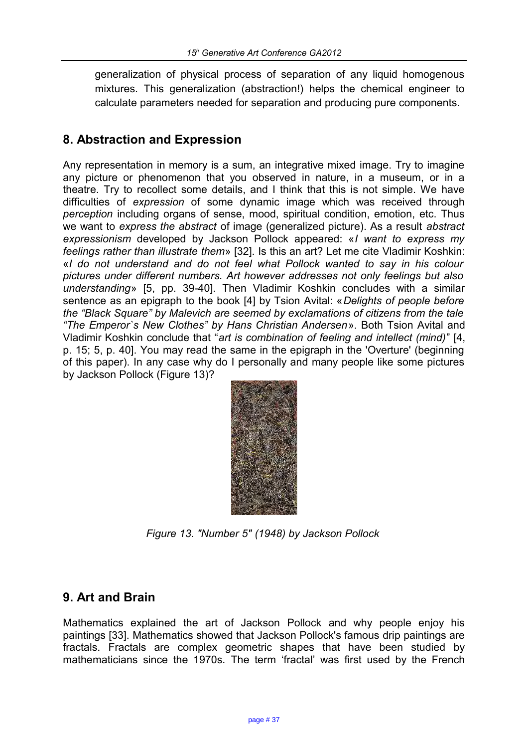generalization of physical process of separation of any liquid homogenous mixtures. This generalization (abstraction!) helps the chemical engineer to calculate parameters needed for separation and producing pure components.

## 8. Abstraction and Expression

Any representation in memory is a sum, an integrative mixed image. Try to imagine any picture or phenomenon that you observed in nature, in a museum, or in a theatre. Try to recollect some details, and I think that this is not simple. We have difficulties of *expression* of some dynamic image which was received through *perception* including organs of sense, mood, spiritual condition, emotion, etc. Thus we want to *express the abstract* of image (generalized picture). As a result *abstract expressionism* developed by Jackson Pollock appeared: «*I want to express my feelings rather than illustrate them*» [32]. Is this an art? Let me cite Vladimir Koshkin: «*I do not understand and do not feel what Pollock wanted to say in his colour pictures under different numbers. Art however addresses not only feelings but also understanding*» [5, pp. 39-40]. Then Vladimir Koshkin concludes with a similar sentence as an epigraph to the book [4] by Tsion Avital: «*Delights of people before the "Black Square" by Malevich are seemed by exclamations of citizens from the tale "The Emperor`s New Clothes" by Hans Christian Andersen*». Both Tsion Avital and Vladimir Koshkin conclude that "*art is combination of feeling and intellect (mind)*" [4, p. 15; 5, p. 40]. You may read the same in the epigraph in the 'Overture' (beginning of this paper). In any case why do I personally and many people like some pictures by Jackson Pollock (Figure 13)?

*Figure 13. "Number 5" (1948) by Jackson Pollock*

## 9. Art and Brain

Mathematics explained the art of Jackson Pollock and why people enjoy his paintings [33]. Mathematics showed that Jackson Pollock's famous drip paintings are fractals. Fractals are complex geometric shapes that have been studied by mathematicians since the 1970s. The term 'fractal' was first used by the French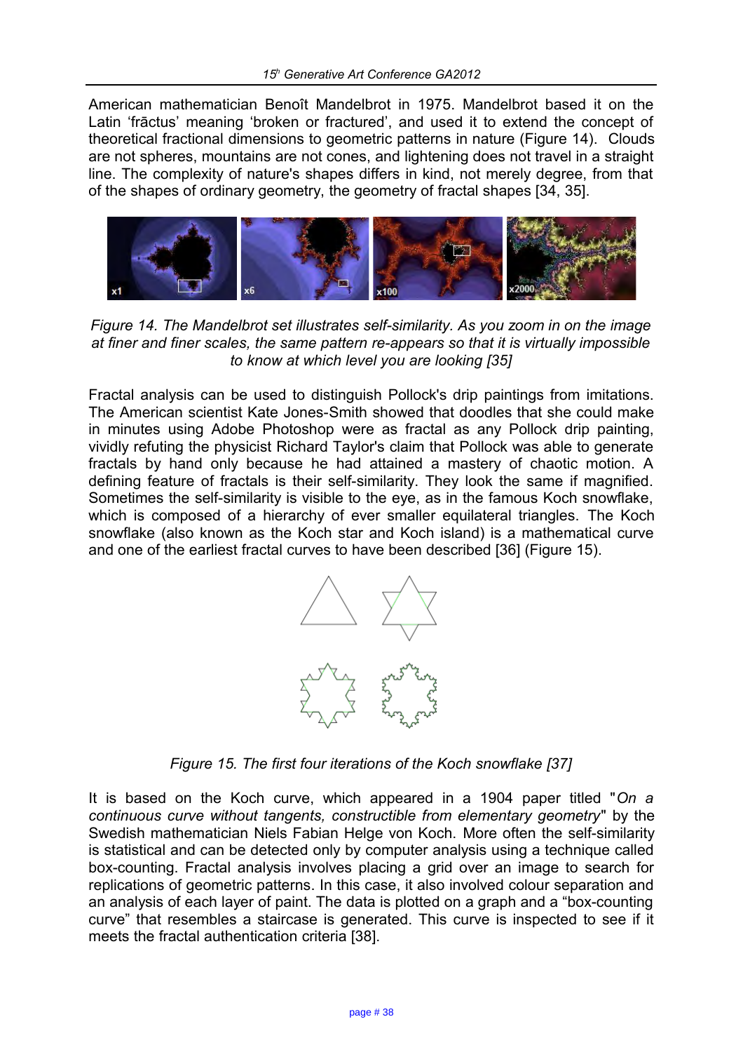American mathematician Benoît Mandelbrot in 1975. Mandelbrot based it on the Latin 'frāctus' meaning 'broken or fractured', and used it to extend the concept of theoretical fractional dimensions to geometric patterns in nature (Figure 14). Clouds are not spheres, mountains are not cones, and lightening does not travel in a straight line. The complexity of nature's shapes differs in kind, not merely degree, from that of the shapes of ordinary geometry, the geometry of fractal shapes [34, 35].

*Figure 14. The Mandelbrot set illustrates self-similarity. As you zoom in on the image at finer and finer scales, the same pattern re-appears so that it is virtually impossible to know at which level you are looking [35]*

Fractal analysis can be used to distinguish Pollock's drip paintings from imitations. The American scientist Kate Jones-Smith showed that doodles that she could make in minutes using Adobe Photoshop were as fractal as any Pollock drip painting, vividly refuting the physicist Richard Taylor's claim that Pollock was able to generate fractals by hand only because he had attained a mastery of chaotic motion. A defining feature of fractals is their self-similarity. They look the same if magnified. Sometimes the self-similarity is visible to the eye, as in the famous Koch snowflake, which is composed of a hierarchy of ever smaller equilateral triangles. The Koch snowflake (also known as the Koch star and Koch island) is a mathematical curve and one of the earliest fractal curves to have been described [36] (Figure 15).

*Figure 15. The first four iterations of the Koch snowflake [37]*

It is based on the Koch curve, which appeared in a 1904 paper titled "*On a continuous curve without tangents, constructible from elementary geometry*" by the Swedish mathematician Niels Fabian Helge von Koch. More often the self-similarity is statistical and can be detected only by computer analysis using a technique called box-counting. Fractal analysis involves placing a grid over an image to search for replications of geometric patterns. In this case, it also involved colour separation and an analysis of each layer of paint. The data is plotted on a graph and a "box-counting curve" that resembles a staircase is generated. This curve is inspected to see if it meets the fractal authentication criteria [38].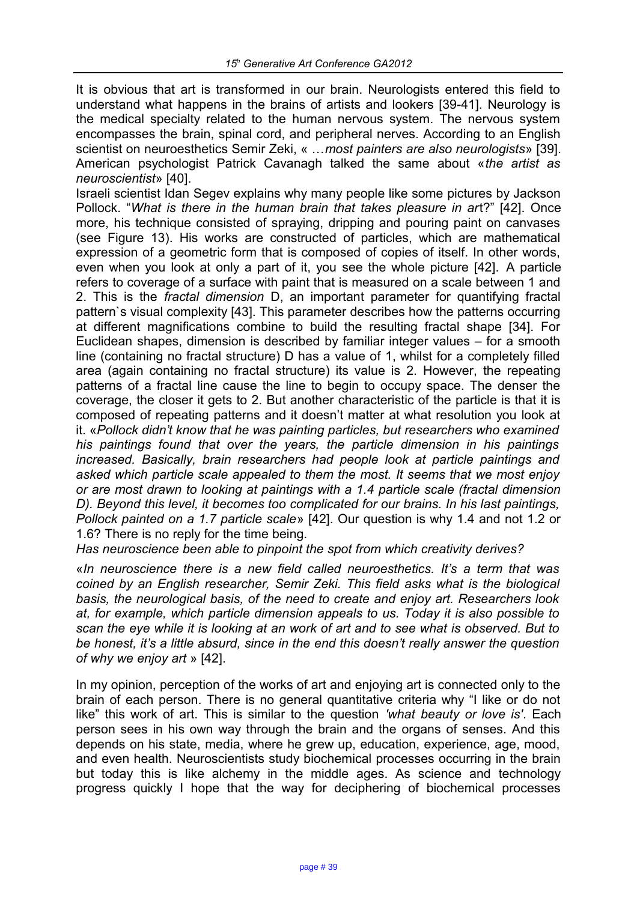It is obvious that art is transformed in our brain. Neurologists entered this field to understand what happens in the brains of artists and lookers [39-41]. Neurology is the medical specialty related to the human nervous system. The nervous system encompasses the brain, spinal cord, and peripheral nerves. According to an English scientist on neuroesthetics Semir Zeki, « …*most painters are also neurologists*» [39]. American psychologist Patrick Cavanagh talked the same about «*the artist as neuroscientist*» [40].

Israeli scientist Idan Segev explains why many people like some pictures by Jackson Pollock. "*What is there in the human brain that takes pleasure in art*?" [42]. Once more, his technique consisted of spraying, dripping and pouring paint on canvases (see Figure 13). His works are constructed of particles, which are mathematical expression of a geometric form that is composed of copies of itself. In other words, even when you look at only a part of it, you see the whole picture [42]. A particle refers to coverage of a surface with paint that is measured on a scale between 1 and 2. This is the *fractal dimension* D, an important parameter for quantifying fractal pattern`s visual complexity [43]. This parameter describes how the patterns occurring at different magnifications combine to build the resulting fractal shape [34]. For Euclidean shapes, dimension is described by familiar integer values – for a smooth line (containing no fractal structure) D has a value of 1, whilst for a completely filled area (again containing no fractal structure) its value is 2. However, the repeating patterns of a fractal line cause the line to begin to occupy space. The denser the coverage, the closer it gets to 2. But another characteristic of the particle is that it is composed of repeating patterns and it doesn't matter at what resolution you look at it. «*Pollock didn't know that he was painting particles, but researchers who examined his paintings found that over the years, the particle dimension in his paintings increased. Basically, brain researchers had people look at particle paintings and asked which particle scale appealed to them the most. It seems that we most enjoy or are most drawn to looking at paintings with a 1.4 particle scale (fractal dimension D). Beyond this level, it becomes too complicated for our brains. In his last paintings, Pollock painted on a 1.7 particle scale*» [42]. Our question is why 1.4 and not 1.2 or 1.6? There is no reply for the time being.

*Has neuroscience been able to pinpoint the spot from which creativity derives?*

«*In neuroscience there is a new field called neuroesthetics. It's a term that was coined by an English researcher, Semir Zeki. This field asks what is the biological basis, the neurological basis, of the need to create and enjoy art. Researchers look at, for example, which particle dimension appeals to us. Today it is also possible to scan the eye while it is looking at an work of art and to see what is observed. But to be honest, it's a little absurd, since in the end this doesn't really answer the question of why we enjoy art* » [42].

In my opinion, perception of the works of art and enjoying art is connected only to the brain of each person. There is no general quantitative criteria why "I like or do not like" this work of art. This is similar to the question *'what beauty or love is'*. Each person sees in his own way through the brain and the organs of senses. And this depends on his state, media, where he grew up, education, experience, age, mood, and even health. Neuroscientists study biochemical processes occurring in the brain but today this is like alchemy in the middle ages. As science and technology progress quickly I hope that the way for deciphering of biochemical processes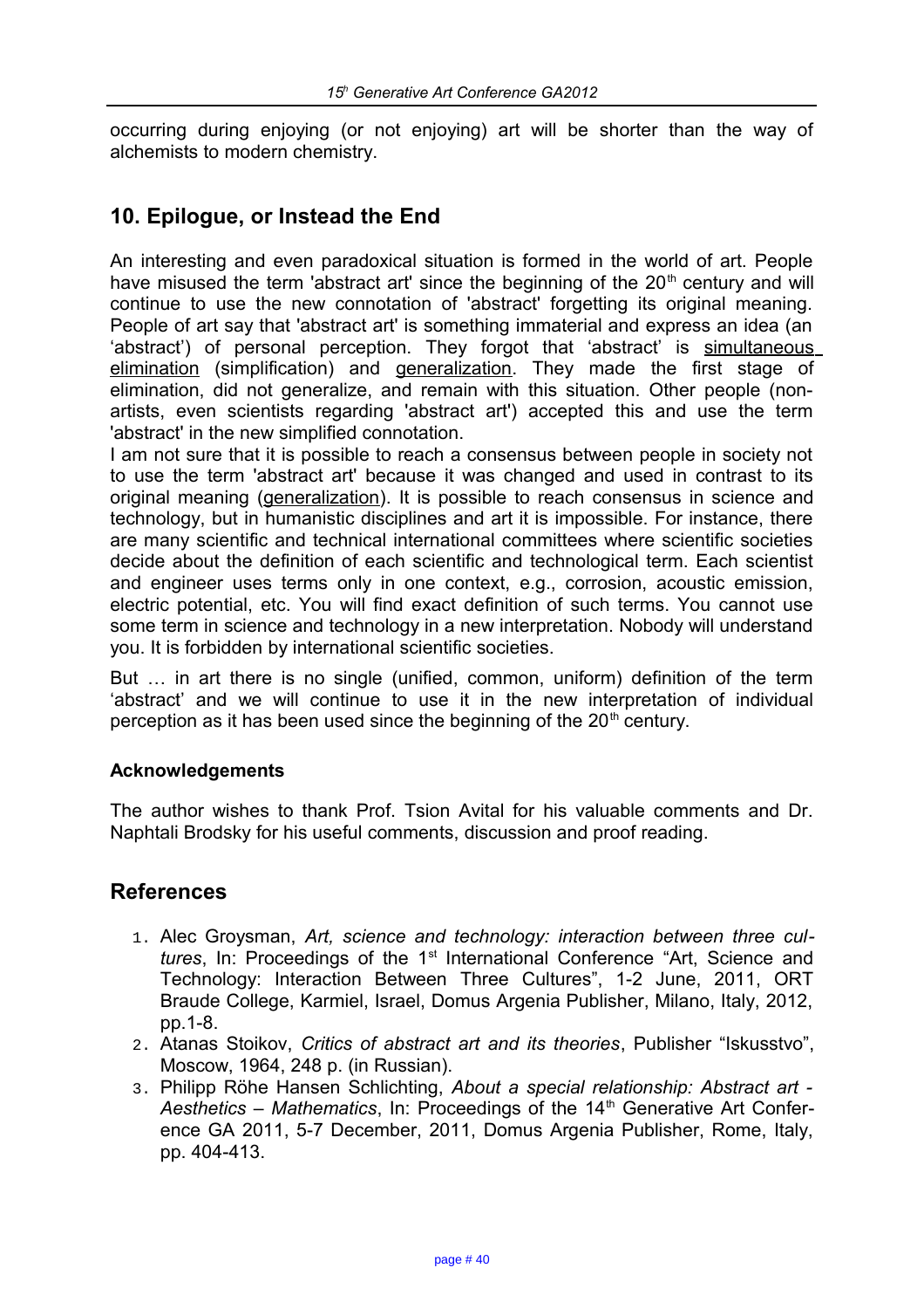occurring during enjoying (or not enjoying) art will be shorter than the way of alchemists to modern chemistry.

## 10. Epilogue, or Instead the End

An interesting and even paradoxical situation is formed in the world of art. People have misused the term 'abstract art' since the beginning of the 20th century and will continue to use the new connotation of 'abstract' forgetting its original meaning. People of art say that 'abstract art' is something immaterial and express an idea (an 'abstract') of personal perception. They forgot that 'abstract' is <u>simultaneous elimination</u> (simplification) and <u>generalization</u>. They made the first stage of elimination, did not generalize, and remain with this situation. Other people (non-artists, even scientists regarding 'abstract art') accepted this and use the term 'abstract' in the new simplified connotation.

I am not sure that it is possible to reach a consensus between people in society not to use the term 'abstract art' because it was changed and used in contrast to its original meaning (<u>generalization</u>). It is possible to reach consensus in science and technology, but in humanistic disciplines and art it is impossible. For instance, there are many scientific and technical international committees where scientific societies decide about the definition of each scientific and technological term. Each scientist and engineer uses terms only in one context, e.g., corrosion, acoustic emission, electric potential, etc. You will find exact definition of such terms. You cannot use some term in science and technology in a new interpretation. Nobody will understand you. It is forbidden by international scientific societies.

But … in art there is no single (unified, common, uniform) definition of the term 'abstract' and we will continue to use it in the new interpretation of individual perception as it has been used since the beginning of the 20th century.

### Acknowledgements

The author wishes to thank Prof. Tsion Avital for his valuable comments and Dr. Naphtali Brodsky for his useful comments, discussion and proof reading.

## References

1. Alec Groysman, *Art, science and technology: interaction between three cultures*, In: Proceedings of the 1st International Conference "Art, Science and Technology: Interaction Between Three Cultures", 1-2 June, 2011, ORT Braude College, Karmiel, Israel, Domus Argenia Publisher, Milano, Italy, 2012, pp.1-8.
2. Atanas Stoikov, *Critics of abstract art and its theories*, Publisher "Iskusstvo", Moscow, 1964, 248 p. (in Russian).
3. Philipp Röhe Hansen Schlichting, *About a special relationship: Abstract art - Aesthetics – Mathematics*, In: Proceedings of the 14th Generative Art Conference GA 2011, 5-7 December, 2011, Domus Argenia Publisher, Rome, Italy, pp. 404-413.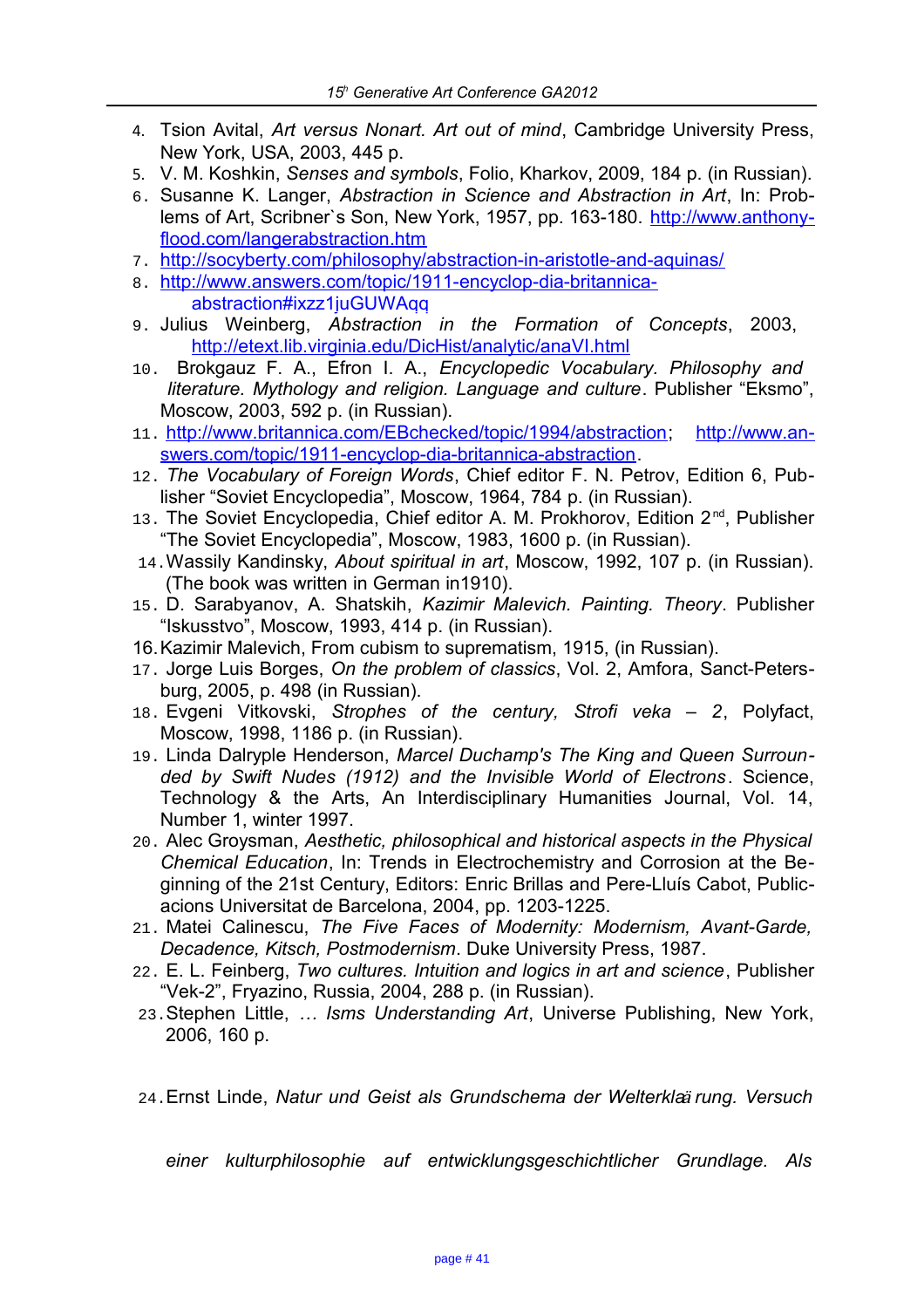4. Tsion Avital, *Art versus Nonart. Art out of mind*, Cambridge University Press, New York, USA, 2003, 445 p.
5. V. M. Koshkin, *Senses and symbols*, Folio, Kharkov, 2009, 184 p. (in Russian).
6. Susanne K. Langer, *Abstraction in Science and Abstraction in Art*, In: Problems of Art, Scribner`s Son, New York, 1957, pp. 163-180. http://www.anthony-flood.com/langerabstraction.htm
7. http://socyberty.com/philosophy/abstraction-in-aristotle-and-aquinas/
8. http://www.answers.com/topic/1911-encyclop-dia-britannica-abstraction#ixzz1juGUWAqq
9. Julius Weinberg, *Abstraction in the Formation of Concepts*, 2003, http://etext.lib.virginia.edu/DicHist/analytic/anaVI.html
10. Brokgauz F. A., Efron I. A., *Encyclopedic Vocabulary. Philosophy and literature. Mythology and religion. Language and culture*. Publisher "Eksmo", Moscow, 2003, 592 p. (in Russian).
11. http://www.britannica.com/EBchecked/topic/1994/abstraction; http://www.answers.com/topic/1911-encyclop-dia-britannica-abstraction.
12. *The Vocabulary of Foreign Words*, Chief editor F. N. Petrov, Edition 6, Publisher "Soviet Encyclopedia", Moscow, 1964, 784 p. (in Russian).
13. The Soviet Encyclopedia, Chief editor A. M. Prokhorov, Edition 2nd, Publisher "The Soviet Encyclopedia", Moscow, 1983, 1600 p. (in Russian).
14. Wassily Kandinsky, *About spiritual in art*, Moscow, 1992, 107 p. (in Russian). (The book was written in German in1910).
15. D. Sarabyanov, A. Shatskih, *Kazimir Malevich. Painting. Theory*. Publisher "Iskusstvo", Moscow, 1993, 414 p. (in Russian).
16. Kazimir Malevich, From cubism to suprematism, 1915, (in Russian).
17. Jorge Luis Borges, *On the problem of classics*, Vol. 2, Amfora, Sanct-Petersburg, 2005, p. 498 (in Russian).
18. Evgeni Vitkovski, *Strophes of the century, Strofi veka – 2*, Polyfact, Moscow, 1998, 1186 p. (in Russian).
19. Linda Dalryple Henderson, *Marcel Duchamp's The King and Queen Surrounded by Swift Nudes (1912) and the Invisible World of Electrons*. Science, Technology & the Arts, An Interdisciplinary Humanities Journal, Vol. 14, Number 1, winter 1997.
20. Alec Groysman, *Aesthetic, philosophical and historical aspects in the Physical Chemical Education*, In: Trends in Electrochemistry and Corrosion at the Beginning of the 21st Century, Editors: Enric Brillas and Pere-Lluís Cabot, Publicacions Universitat de Barcelona, 2004, pp. 1203-1225.
21. Matei Calinescu, *The Five Faces of Modernity: Modernism, Avant-Garde, Decadence, Kitsch, Postmodernism*. Duke University Press, 1987.
22. E. L. Feinberg, *Two cultures. Intuition and logics in art and science*, Publisher "Vek-2", Fryazino, Russia, 2004, 288 p. (in Russian).
23. Stephen Little, *… Isms Understanding Art*, Universe Publishing, New York, 2006, 160 p.
24. Ernst Linde, *Natur und Geist als Grundschema der Welterklärung. Versuch einer kulturphilosophie auf entwicklungsgeschichtlicher Grundlage. Als*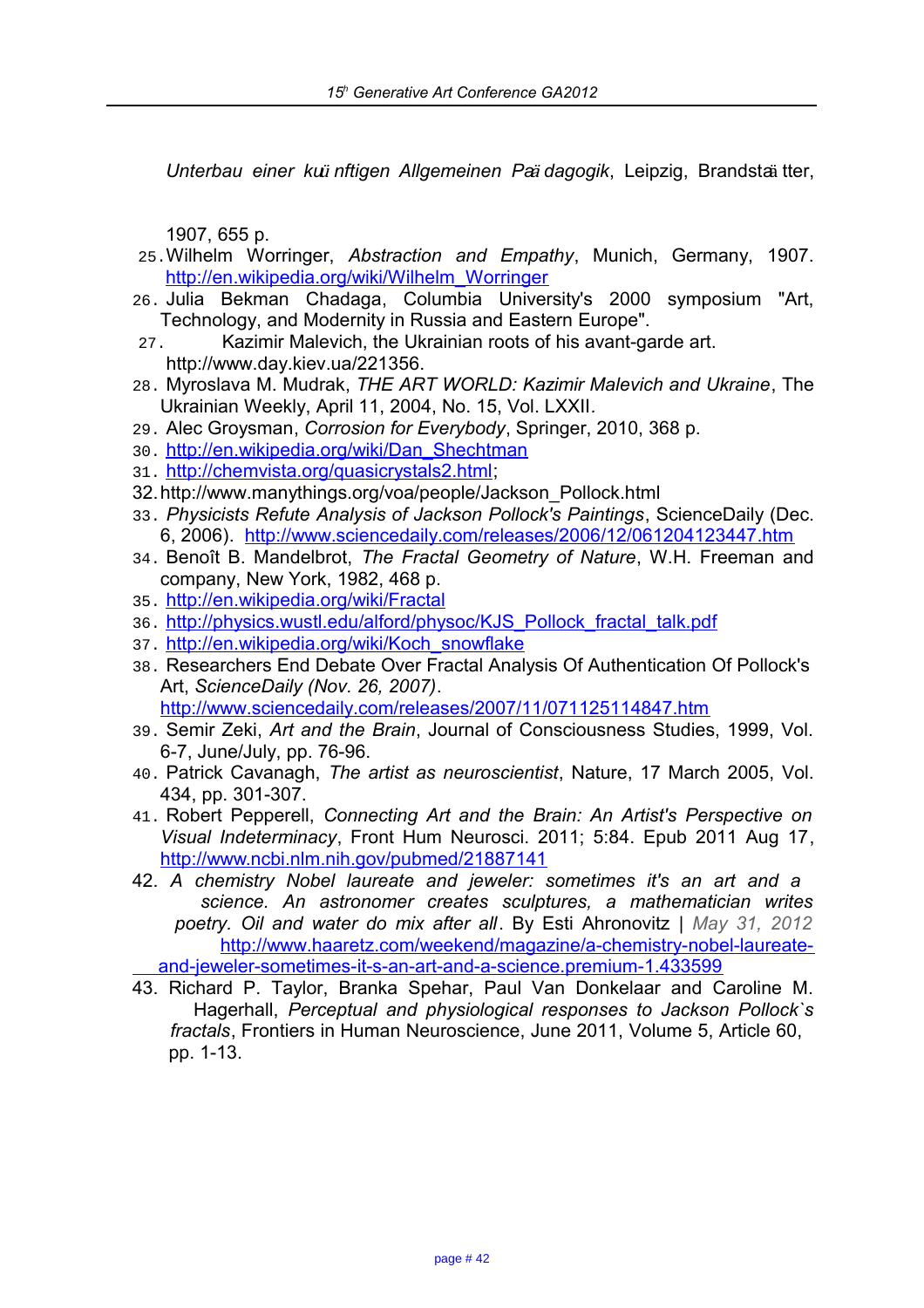*Unterbau einer künftigen Allgemeinen Pädagogik*, Leipzig, Brandstätter, 1907, 655 p.

25. Wilhelm Worringer, *Abstraction and Empathy*, Munich, Germany, 1907. http://en.wikipedia.org/wiki/Wilhelm_Worringer
26. Julia Bekman Chadaga, Columbia University's 2000 symposium "Art, Technology, and Modernity in Russia and Eastern Europe".
27. Kazimir Malevich, the Ukrainian roots of his avant-garde art. http://www.day.kiev.ua/221356.
28. Myroslava M. Mudrak, *THE ART WORLD: Kazimir Malevich and Ukraine*, The Ukrainian Weekly, April 11, 2004, No. 15, Vol. LXXII.
29. Alec Groysman, *Corrosion for Everybody*, Springer, 2010, 368 p.
30. http://en.wikipedia.org/wiki/Dan_Shechtman
31. http://chemvista.org/quasicrystals2.html;
32. http://www.manythings.org/voa/people/Jackson_Pollock.html
33. *Physicists Refute Analysis of Jackson Pollock's Paintings*, ScienceDaily (Dec. 6, 2006). http://www.sciencedaily.com/releases/2006/12/061204123447.htm
34. Benoît B. Mandelbrot, *The Fractal Geometry of Nature*, W.H. Freeman and company, New York, 1982, 468 p.
35. http://en.wikipedia.org/wiki/Fractal
36. http://physics.wustl.edu/alford/physoc/KJS_Pollock_fractal_talk.pdf
37. http://en.wikipedia.org/wiki/Koch_snowflake
38. Researchers End Debate Over Fractal Analysis Of Authentication Of Pollock's Art, *ScienceDaily (Nov. 26, 2007)*. http://www.sciencedaily.com/releases/2007/11/071125114847.htm
39. Semir Zeki, *Art and the Brain*, Journal of Consciousness Studies, 1999, Vol. 6-7, June/July, pp. 76-96.
40. Patrick Cavanagh, *The artist as neuroscientist*, Nature, 17 March 2005, Vol. 434, pp. 301-307.
41. Robert Pepperell, *Connecting Art and the Brain: An Artist's Perspective on Visual Indeterminacy*, Front Hum Neurosci. 2011; 5:84. Epub 2011 Aug 17, http://www.ncbi.nlm.nih.gov/pubmed/21887141
42. *A chemistry Nobel laureate and jeweler: sometimes it's an art and a science. An astronomer creates sculptures, a mathematician writes poetry. Oil and water do mix after all*. By Esti Ahronovitz | May 31, 2012 http://www.haaretz.com/weekend/magazine/a-chemistry-nobel-laureate-and-jeweler-sometimes-it-s-an-art-and-a-science.premium-1.433599
43. Richard P. Taylor, Branka Spehar, Paul Van Donkelaar and Caroline M. Hagerhall, *Perceptual and physiological responses to Jackson Pollock`s fractals*, Frontiers in Human Neuroscience, June 2011, Volume 5, Article 60, pp. 1-13.